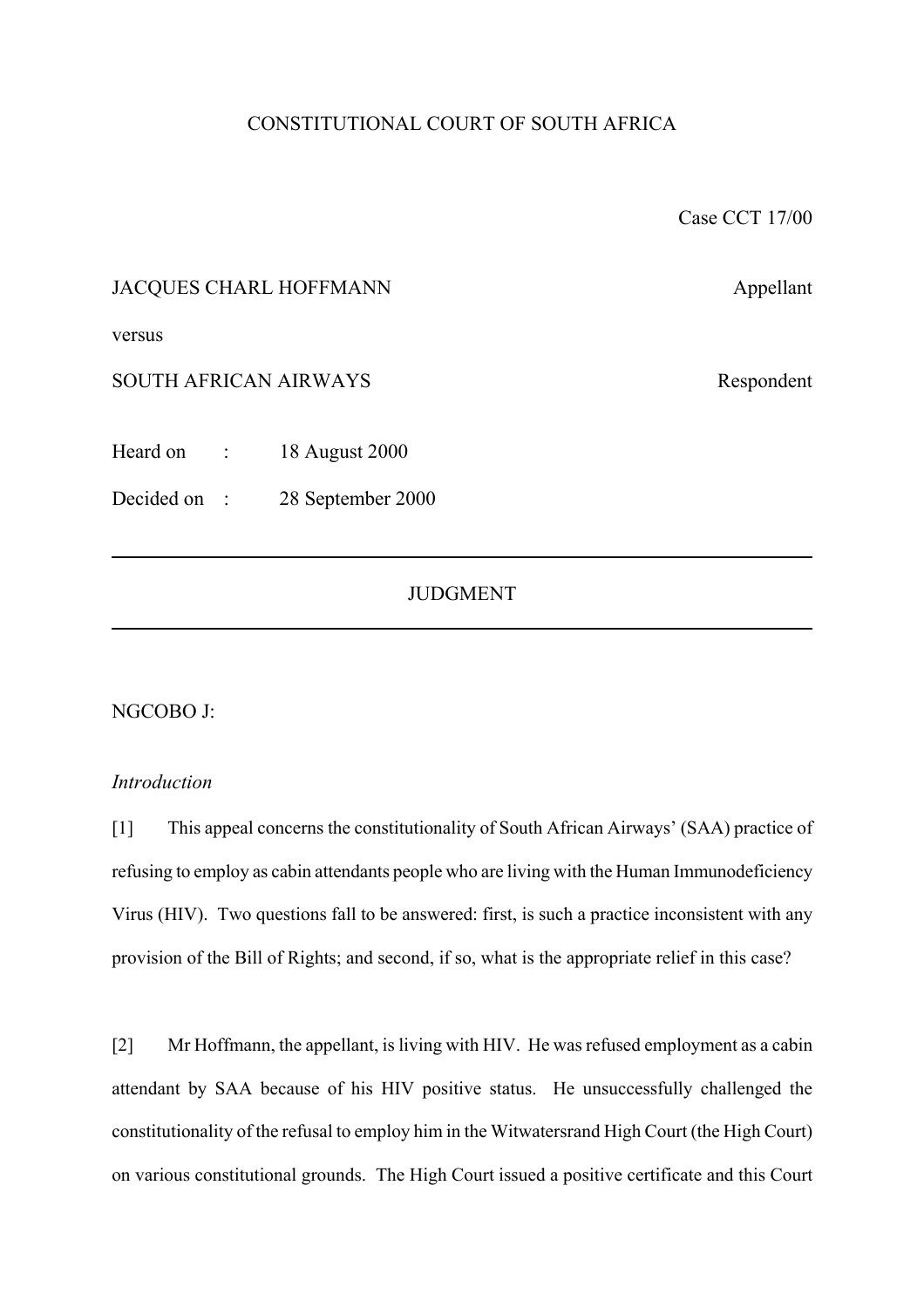CONSTITUTIONAL COURT OF SOUTH AFRICA

Case CCT 17/00

JACQUES CHARL HOFFMANN — Appellant

versus

SOUTH AFRICAN AIRWAYS — Respondent

Heard on : 18 August 2000

Decided on : 28 September 2000

---

## JUDGMENT

---

NGCOBO J:

### *Introduction*

[1] This appeal concerns the constitutionality of South African Airways' (SAA) practice of refusing to employ as cabin attendants people who are living with the Human Immunodeficiency Virus (HIV). Two questions fall to be answered: first, is such a practice inconsistent with any provision of the Bill of Rights; and second, if so, what is the appropriate relief in this case?

[2] Mr Hoffmann, the appellant, is living with HIV. He was refused employment as a cabin attendant by SAA because of his HIV positive status. He unsuccessfully challenged the constitutionality of the refusal to employ him in the Witwatersrand High Court (the High Court) on various constitutional grounds. The High Court issued a positive certificate and this Court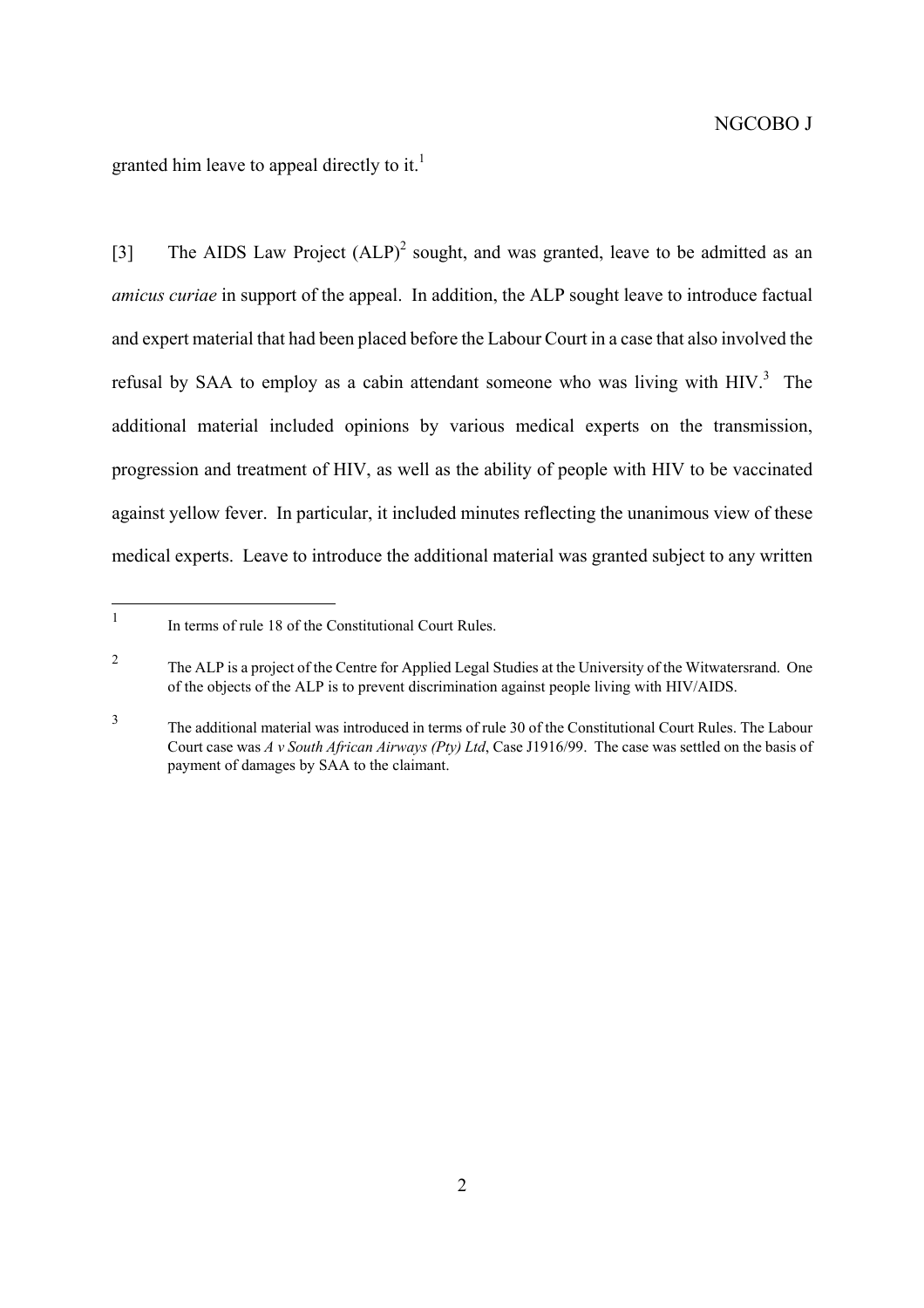granted him leave to appeal directly to it.[1]

[3] The AIDS Law Project (ALP)[2] sought, and was granted, leave to be admitted as an *amicus curiae* in support of the appeal. In addition, the ALP sought leave to introduce factual and expert material that had been placed before the Labour Court in a case that also involved the refusal by SAA to employ as a cabin attendant someone who was living with HIV.[3] The additional material included opinions by various medical experts on the transmission, progression and treatment of HIV, as well as the ability of people with HIV to be vaccinated against yellow fever. In particular, it included minutes reflecting the unanimous view of these medical experts. Leave to introduce the additional material was granted subject to any written

---

[1] In terms of rule 18 of the Constitutional Court Rules.

[2] The ALP is a project of the Centre for Applied Legal Studies at the University of the Witwatersrand. One of the objects of the ALP is to prevent discrimination against people living with HIV/AIDS.

[3] The additional material was introduced in terms of rule 30 of the Constitutional Court Rules. The Labour Court case was *A v South African Airways (Pty) Ltd*, Case J1916/99. The case was settled on the basis of payment of damages by SAA to the claimant.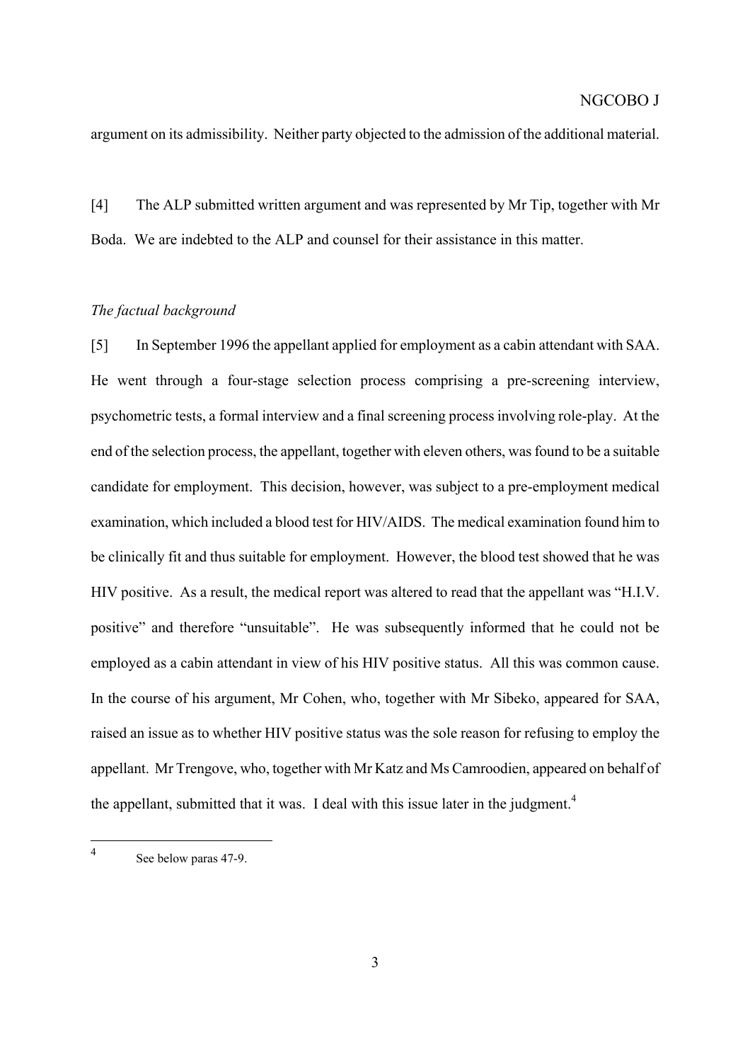argument on its admissibility. Neither party objected to the admission of the additional material.

[4] The ALP submitted written argument and was represented by Mr Tip, together with Mr Boda. We are indebted to the ALP and counsel for their assistance in this matter.

*The factual background*

[5] In September 1996 the appellant applied for employment as a cabin attendant with SAA. He went through a four-stage selection process comprising a pre-screening interview, psychometric tests, a formal interview and a final screening process involving role-play. At the end of the selection process, the appellant, together with eleven others, was found to be a suitable candidate for employment. This decision, however, was subject to a pre-employment medical examination, which included a blood test for HIV/AIDS. The medical examination found him to be clinically fit and thus suitable for employment. However, the blood test showed that he was HIV positive. As a result, the medical report was altered to read that the appellant was "H.I.V. positive" and therefore "unsuitable". He was subsequently informed that he could not be employed as a cabin attendant in view of his HIV positive status. All this was common cause. In the course of his argument, Mr Cohen, who, together with Mr Sibeko, appeared for SAA, raised an issue as to whether HIV positive status was the sole reason for refusing to employ the appellant. Mr Trengove, who, together with Mr Katz and Ms Camroodien, appeared on behalf of the appellant, submitted that it was. I deal with this issue later in the judgment.[4]

[4] See below paras 47-9.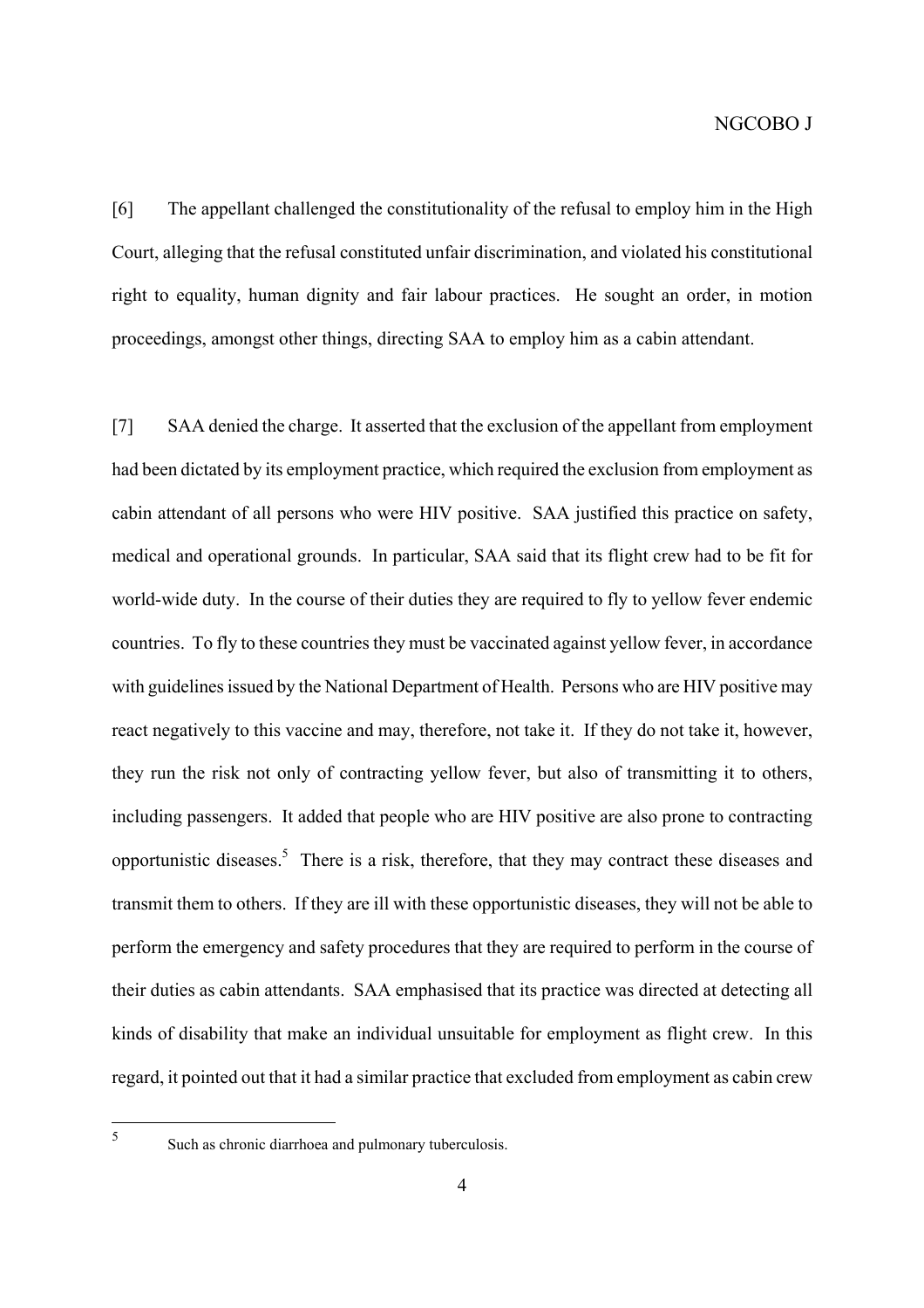[6] The appellant challenged the constitutionality of the refusal to employ him in the High Court, alleging that the refusal constituted unfair discrimination, and violated his constitutional right to equality, human dignity and fair labour practices. He sought an order, in motion proceedings, amongst other things, directing SAA to employ him as a cabin attendant.

[7] SAA denied the charge. It asserted that the exclusion of the appellant from employment had been dictated by its employment practice, which required the exclusion from employment as cabin attendant of all persons who were HIV positive. SAA justified this practice on safety, medical and operational grounds. In particular, SAA said that its flight crew had to be fit for world-wide duty. In the course of their duties they are required to fly to yellow fever endemic countries. To fly to these countries they must be vaccinated against yellow fever, in accordance with guidelines issued by the National Department of Health. Persons who are HIV positive may react negatively to this vaccine and may, therefore, not take it. If they do not take it, however, they run the risk not only of contracting yellow fever, but also of transmitting it to others, including passengers. It added that people who are HIV positive are also prone to contracting opportunistic diseases.[5] There is a risk, therefore, that they may contract these diseases and transmit them to others. If they are ill with these opportunistic diseases, they will not be able to perform the emergency and safety procedures that they are required to perform in the course of their duties as cabin attendants. SAA emphasised that its practice was directed at detecting all kinds of disability that make an individual unsuitable for employment as flight crew. In this regard, it pointed out that it had a similar practice that excluded from employment as cabin crew

---

[5] Such as chronic diarrhoea and pulmonary tuberculosis.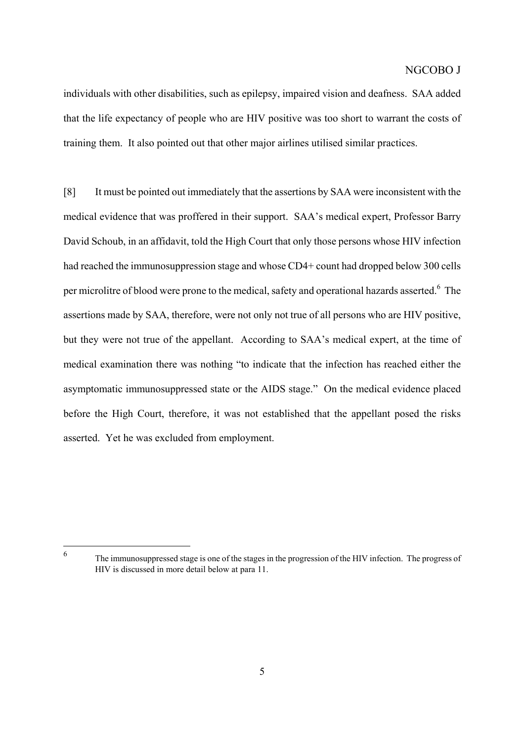individuals with other disabilities, such as epilepsy, impaired vision and deafness. SAA added that the life expectancy of people who are HIV positive was too short to warrant the costs of training them. It also pointed out that other major airlines utilised similar practices.

[8] It must be pointed out immediately that the assertions by SAA were inconsistent with the medical evidence that was proffered in their support. SAA's medical expert, Professor Barry David Schoub, in an affidavit, told the High Court that only those persons whose HIV infection had reached the immunosuppression stage and whose CD4+ count had dropped below 300 cells per microlitre of blood were prone to the medical, safety and operational hazards asserted.[6] The assertions made by SAA, therefore, were not only not true of all persons who are HIV positive, but they were not true of the appellant. According to SAA's medical expert, at the time of medical examination there was nothing "to indicate that the infection has reached either the asymptomatic immunosuppressed state or the AIDS stage." On the medical evidence placed before the High Court, therefore, it was not established that the appellant posed the risks asserted. Yet he was excluded from employment.

---

[6] The immunosuppressed stage is one of the stages in the progression of the HIV infection. The progress of HIV is discussed in more detail below at para 11.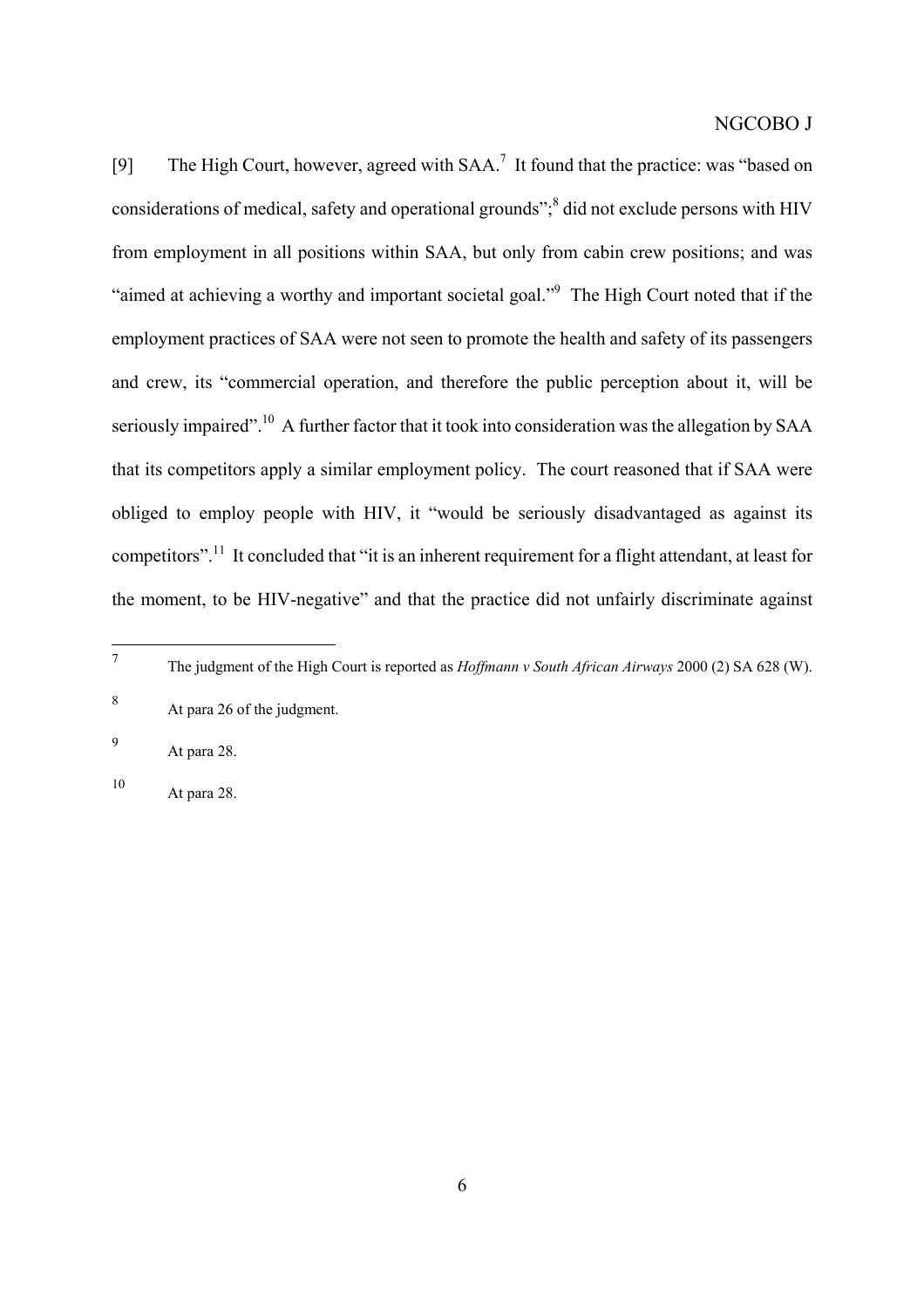[9] The High Court, however, agreed with SAA.[7] It found that the practice: was "based on considerations of medical, safety and operational grounds";[8] did not exclude persons with HIV from employment in all positions within SAA, but only from cabin crew positions; and was "aimed at achieving a worthy and important societal goal."[9] The High Court noted that if the employment practices of SAA were not seen to promote the health and safety of its passengers and crew, its "commercial operation, and therefore the public perception about it, will be seriously impaired".[10] A further factor that it took into consideration was the allegation by SAA that its competitors apply a similar employment policy. The court reasoned that if SAA were obliged to employ people with HIV, it "would be seriously disadvantaged as against its competitors".[11] It concluded that "it is an inherent requirement for a flight attendant, at least for the moment, to be HIV-negative" and that the practice did not unfairly discriminate against

---

[7] The judgment of the High Court is reported as *Hoffmann v South African Airways* 2000 (2) SA 628 (W).

[8] At para 26 of the judgment.

[9] At para 28.

[10] At para 28.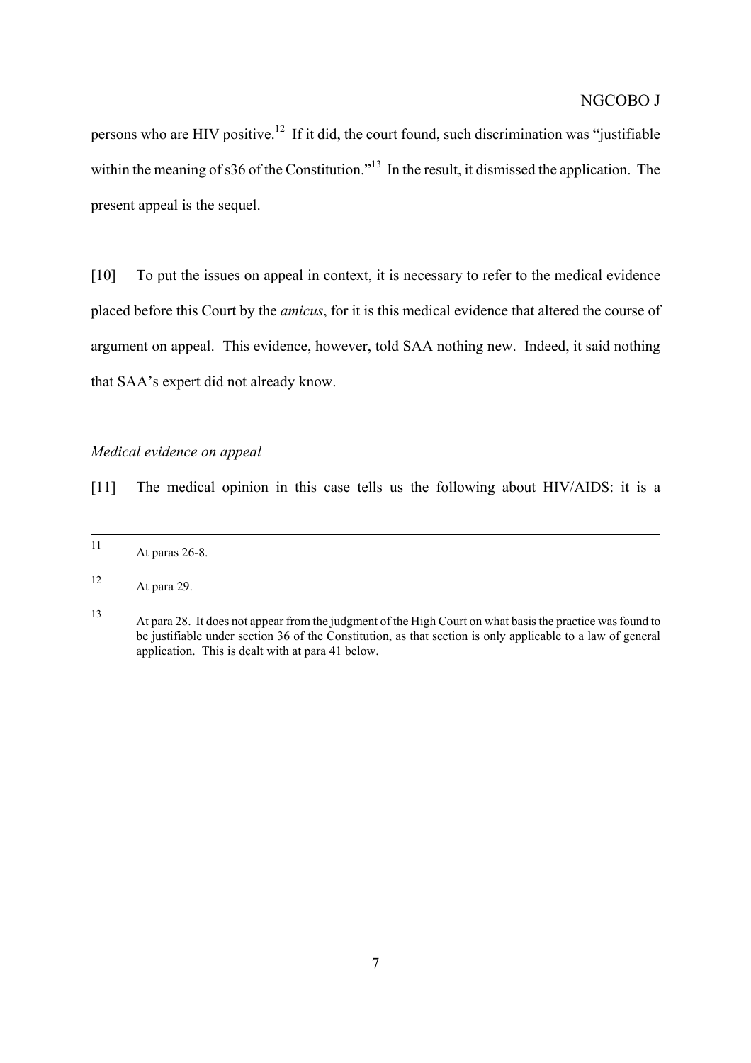persons who are HIV positive.[12] If it did, the court found, such discrimination was "justifiable within the meaning of s36 of the Constitution."[13] In the result, it dismissed the application. The present appeal is the sequel.

[10] To put the issues on appeal in context, it is necessary to refer to the medical evidence placed before this Court by the *amicus*, for it is this medical evidence that altered the course of argument on appeal. This evidence, however, told SAA nothing new. Indeed, it said nothing that SAA's expert did not already know.

*Medical evidence on appeal*

[11] The medical opinion in this case tells us the following about HIV/AIDS: it is a

---

[11] At paras 26-8.

[12] At para 29.

[13] At para 28. It does not appear from the judgment of the High Court on what basis the practice was found to be justifiable under section 36 of the Constitution, as that section is only applicable to a law of general application. This is dealt with at para 41 below.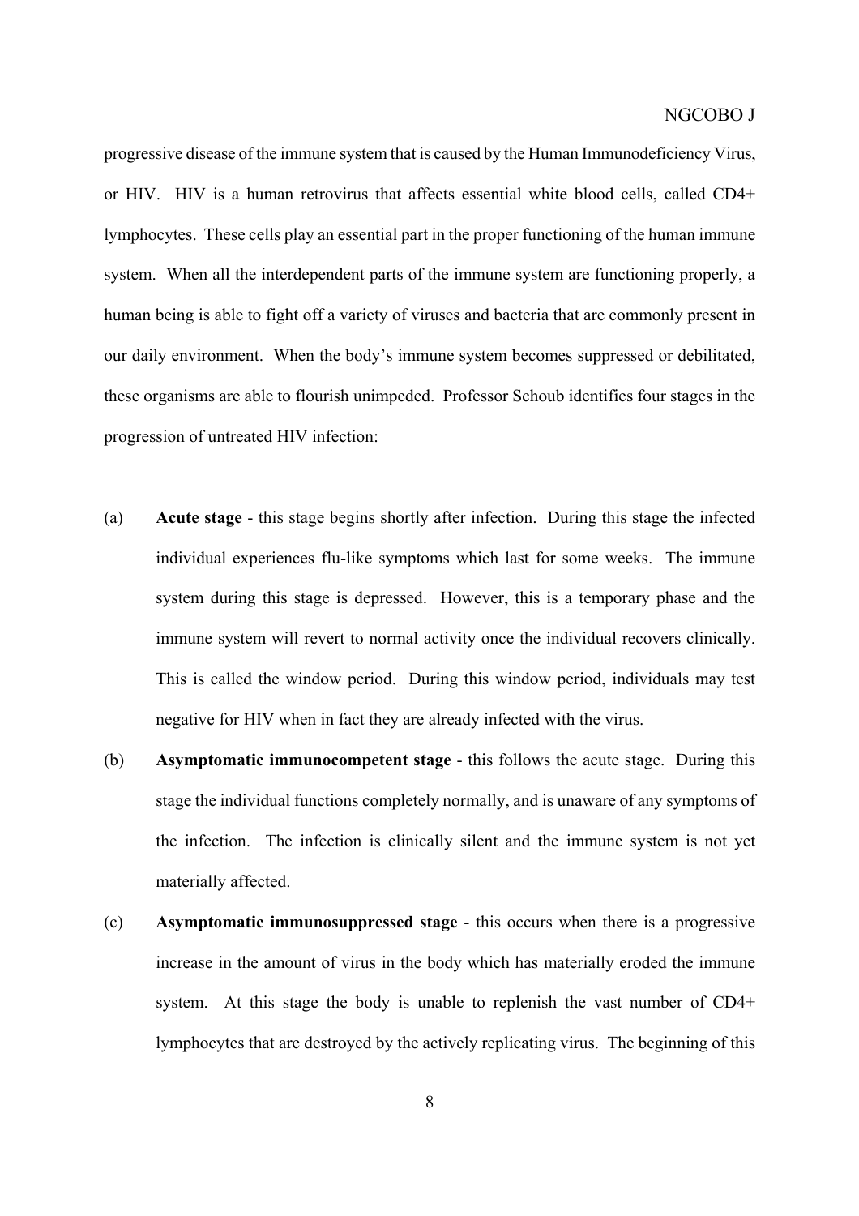progressive disease of the immune system that is caused by the Human Immunodeficiency Virus, or HIV. HIV is a human retrovirus that affects essential white blood cells, called CD4+ lymphocytes. These cells play an essential part in the proper functioning of the human immune system. When all the interdependent parts of the immune system are functioning properly, a human being is able to fight off a variety of viruses and bacteria that are commonly present in our daily environment. When the body's immune system becomes suppressed or debilitated, these organisms are able to flourish unimpeded. Professor Schoub identifies four stages in the progression of untreated HIV infection:

(a) **Acute stage** - this stage begins shortly after infection. During this stage the infected individual experiences flu-like symptoms which last for some weeks. The immune system during this stage is depressed. However, this is a temporary phase and the immune system will revert to normal activity once the individual recovers clinically. This is called the window period. During this window period, individuals may test negative for HIV when in fact they are already infected with the virus.

(b) **Asymptomatic immunocompetent stage** - this follows the acute stage. During this stage the individual functions completely normally, and is unaware of any symptoms of the infection. The infection is clinically silent and the immune system is not yet materially affected.

(c) **Asymptomatic immunosuppressed stage** - this occurs when there is a progressive increase in the amount of virus in the body which has materially eroded the immune system. At this stage the body is unable to replenish the vast number of CD4+ lymphocytes that are destroyed by the actively replicating virus. The beginning of this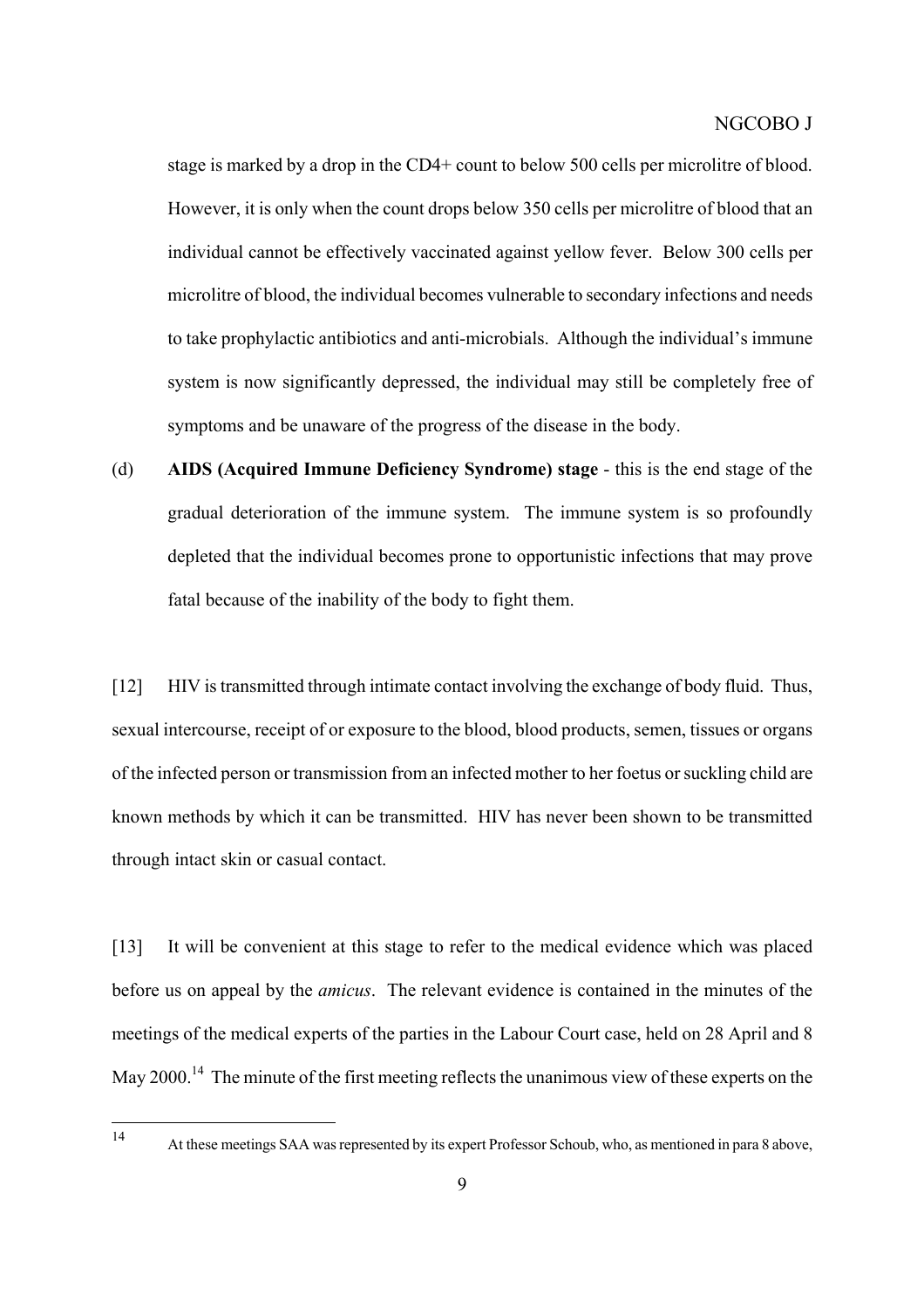stage is marked by a drop in the CD4+ count to below 500 cells per microlitre of blood. However, it is only when the count drops below 350 cells per microlitre of blood that an individual cannot be effectively vaccinated against yellow fever. Below 300 cells per microlitre of blood, the individual becomes vulnerable to secondary infections and needs to take prophylactic antibiotics and anti-microbials. Although the individual's immune system is now significantly depressed, the individual may still be completely free of symptoms and be unaware of the progress of the disease in the body.

(d) **AIDS (Acquired Immune Deficiency Syndrome) stage** - this is the end stage of the gradual deterioration of the immune system. The immune system is so profoundly depleted that the individual becomes prone to opportunistic infections that may prove fatal because of the inability of the body to fight them.

[12] HIV is transmitted through intimate contact involving the exchange of body fluid. Thus, sexual intercourse, receipt of or exposure to the blood, blood products, semen, tissues or organs of the infected person or transmission from an infected mother to her foetus or suckling child are known methods by which it can be transmitted. HIV has never been shown to be transmitted through intact skin or casual contact.

[13] It will be convenient at this stage to refer to the medical evidence which was placed before us on appeal by the *amicus*. The relevant evidence is contained in the minutes of the meetings of the medical experts of the parties in the Labour Court case, held on 28 April and 8 May 2000.[14] The minute of the first meeting reflects the unanimous view of these experts on the

---

[14] At these meetings SAA was represented by its expert Professor Schoub, who, as mentioned in para 8 above,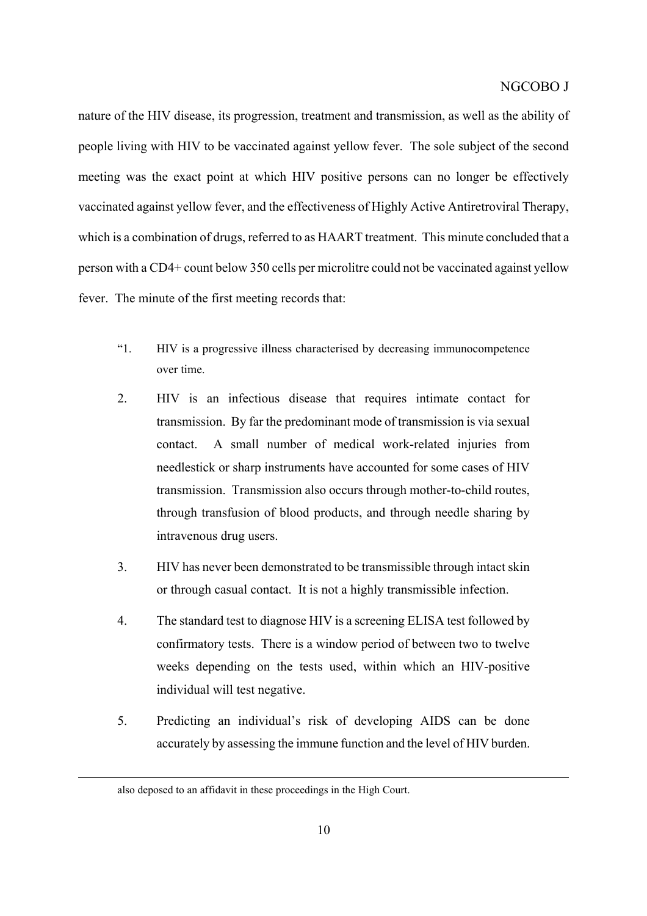nature of the HIV disease, its progression, treatment and transmission, as well as the ability of people living with HIV to be vaccinated against yellow fever. The sole subject of the second meeting was the exact point at which HIV positive persons can no longer be effectively vaccinated against yellow fever, and the effectiveness of Highly Active Antiretroviral Therapy, which is a combination of drugs, referred to as HAART treatment. This minute concluded that a person with a CD4+ count below 350 cells per microlitre could not be vaccinated against yellow fever. The minute of the first meeting records that:

> "1. HIV is a progressive illness characterised by decreasing immunocompetence over time.
>
> 2. HIV is an infectious disease that requires intimate contact for transmission. By far the predominant mode of transmission is via sexual contact. A small number of medical work-related injuries from needlestick or sharp instruments have accounted for some cases of HIV transmission. Transmission also occurs through mother-to-child routes, through transfusion of blood products, and through needle sharing by intravenous drug users.
>
> 3. HIV has never been demonstrated to be transmissible through intact skin or through casual contact. It is not a highly transmissible infection.
>
> 4. The standard test to diagnose HIV is a screening ELISA test followed by confirmatory tests. There is a window period of between two to twelve weeks depending on the tests used, within which an HIV-positive individual will test negative.
>
> 5. Predicting an individual's risk of developing AIDS can be done accurately by assessing the immune function and the level of HIV burden.

---

also deposed to an affidavit in these proceedings in the High Court.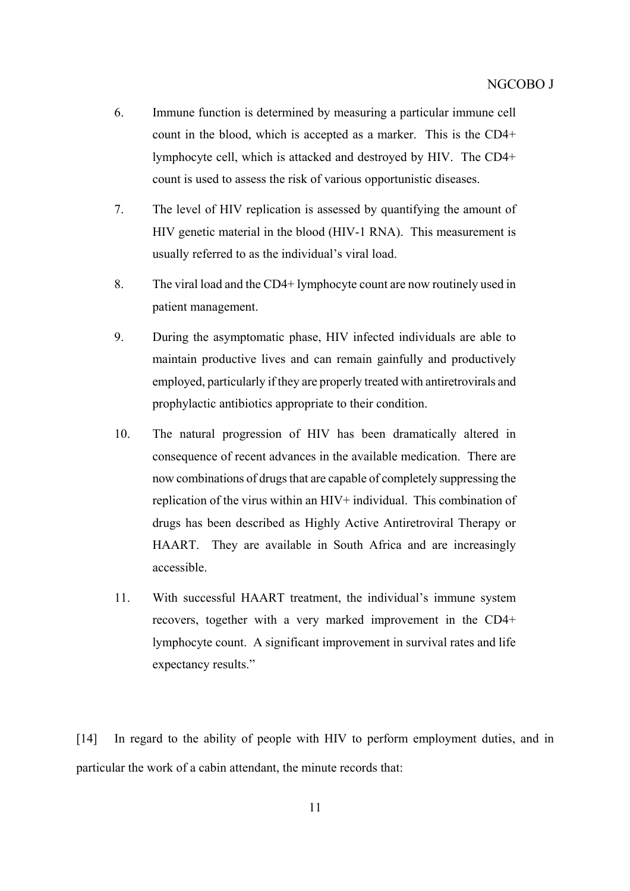6. Immune function is determined by measuring a particular immune cell count in the blood, which is accepted as a marker. This is the CD4+ lymphocyte cell, which is attacked and destroyed by HIV. The CD4+ count is used to assess the risk of various opportunistic diseases.

7. The level of HIV replication is assessed by quantifying the amount of HIV genetic material in the blood (HIV-1 RNA). This measurement is usually referred to as the individual's viral load.

8. The viral load and the CD4+ lymphocyte count are now routinely used in patient management.

9. During the asymptomatic phase, HIV infected individuals are able to maintain productive lives and can remain gainfully and productively employed, particularly if they are properly treated with antiretrovirals and prophylactic antibiotics appropriate to their condition.

10. The natural progression of HIV has been dramatically altered in consequence of recent advances in the available medication. There are now combinations of drugs that are capable of completely suppressing the replication of the virus within an HIV+ individual. This combination of drugs has been described as Highly Active Antiretroviral Therapy or HAART. They are available in South Africa and are increasingly accessible.

11. With successful HAART treatment, the individual's immune system recovers, together with a very marked improvement in the CD4+ lymphocyte count. A significant improvement in survival rates and life expectancy results."

[14] In regard to the ability of people with HIV to perform employment duties, and in particular the work of a cabin attendant, the minute records that: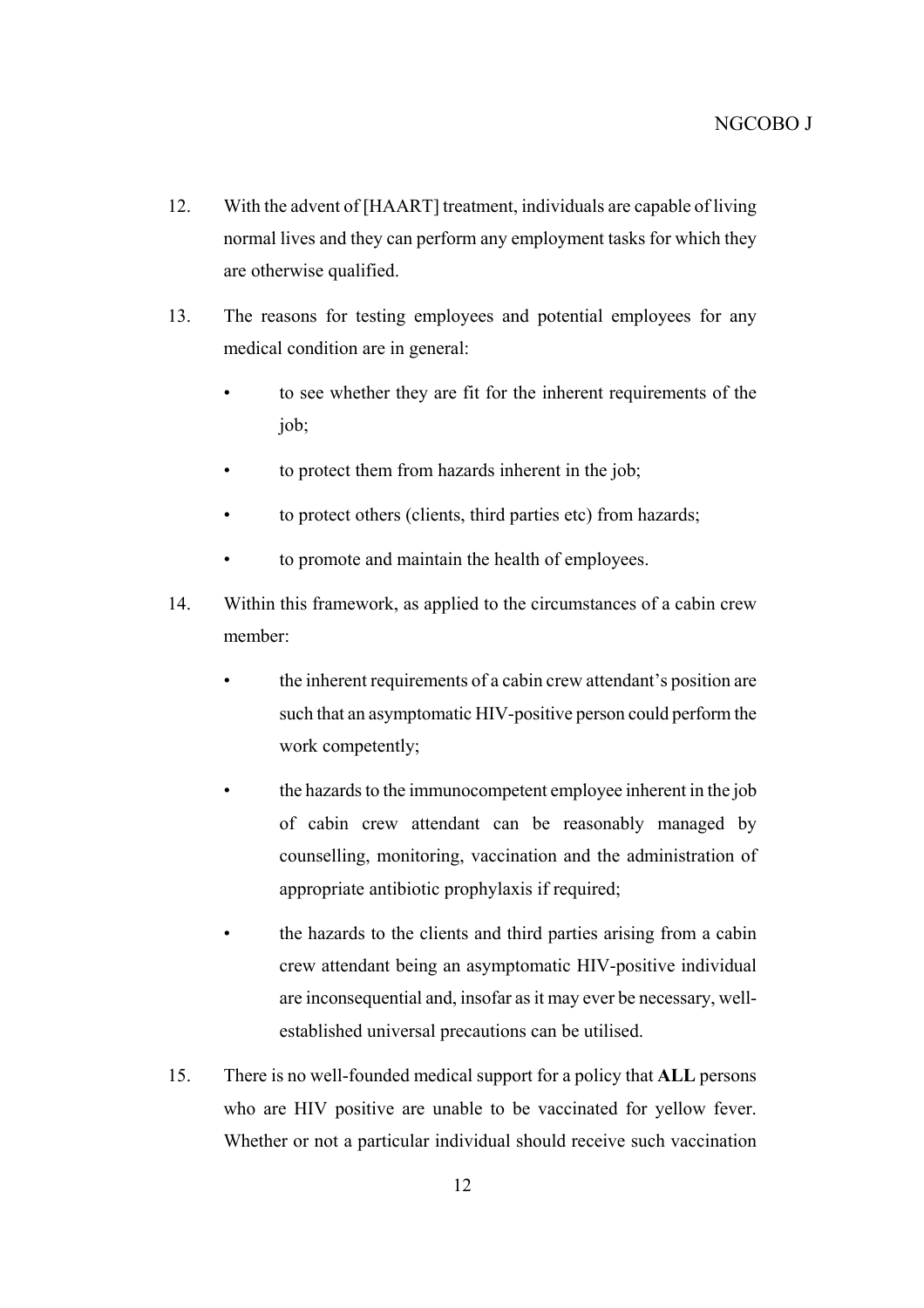12. With the advent of [HAART] treatment, individuals are capable of living normal lives and they can perform any employment tasks for which they are otherwise qualified.

13. The reasons for testing employees and potential employees for any medical condition are in general:

    - to see whether they are fit for the inherent requirements of the job;
    - to protect them from hazards inherent in the job;
    - to protect others (clients, third parties etc) from hazards;
    - to promote and maintain the health of employees.

14. Within this framework, as applied to the circumstances of a cabin crew member:

    - the inherent requirements of a cabin crew attendant's position are such that an asymptomatic HIV-positive person could perform the work competently;
    - the hazards to the immunocompetent employee inherent in the job of cabin crew attendant can be reasonably managed by counselling, monitoring, vaccination and the administration of appropriate antibiotic prophylaxis if required;
    - the hazards to the clients and third parties arising from a cabin crew attendant being an asymptomatic HIV-positive individual are inconsequential and, insofar as it may ever be necessary, well-established universal precautions can be utilised.

15. There is no well-founded medical support for a policy that **ALL** persons who are HIV positive are unable to be vaccinated for yellow fever. Whether or not a particular individual should receive such vaccination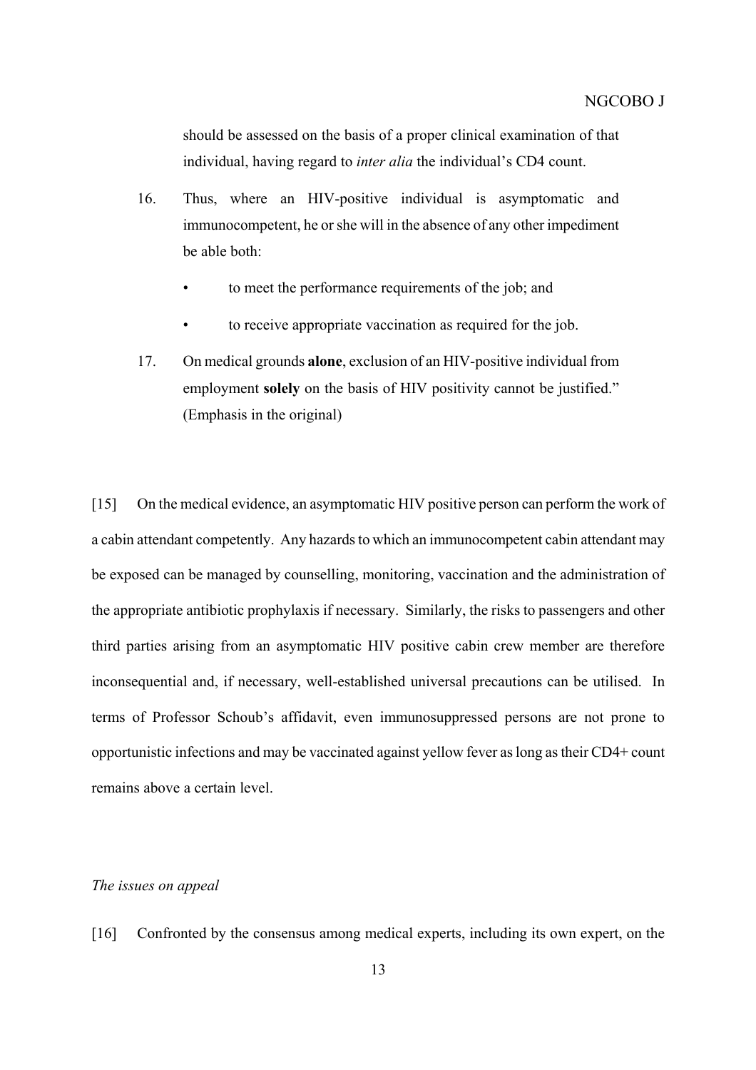should be assessed on the basis of a proper clinical examination of that individual, having regard to *inter alia* the individual's CD4 count.

16. Thus, where an HIV-positive individual is asymptomatic and immunocompetent, he or she will in the absence of any other impediment be able both:

    - to meet the performance requirements of the job; and
    - to receive appropriate vaccination as required for the job.

17. On medical grounds **alone**, exclusion of an HIV-positive individual from employment **solely** on the basis of HIV positivity cannot be justified." (Emphasis in the original)

[15] On the medical evidence, an asymptomatic HIV positive person can perform the work of a cabin attendant competently. Any hazards to which an immunocompetent cabin attendant may be exposed can be managed by counselling, monitoring, vaccination and the administration of the appropriate antibiotic prophylaxis if necessary. Similarly, the risks to passengers and other third parties arising from an asymptomatic HIV positive cabin crew member are therefore inconsequential and, if necessary, well-established universal precautions can be utilised. In terms of Professor Schoub's affidavit, even immunosuppressed persons are not prone to opportunistic infections and may be vaccinated against yellow fever as long as their CD4+ count remains above a certain level.

*The issues on appeal*

[16] Confronted by the consensus among medical experts, including its own expert, on the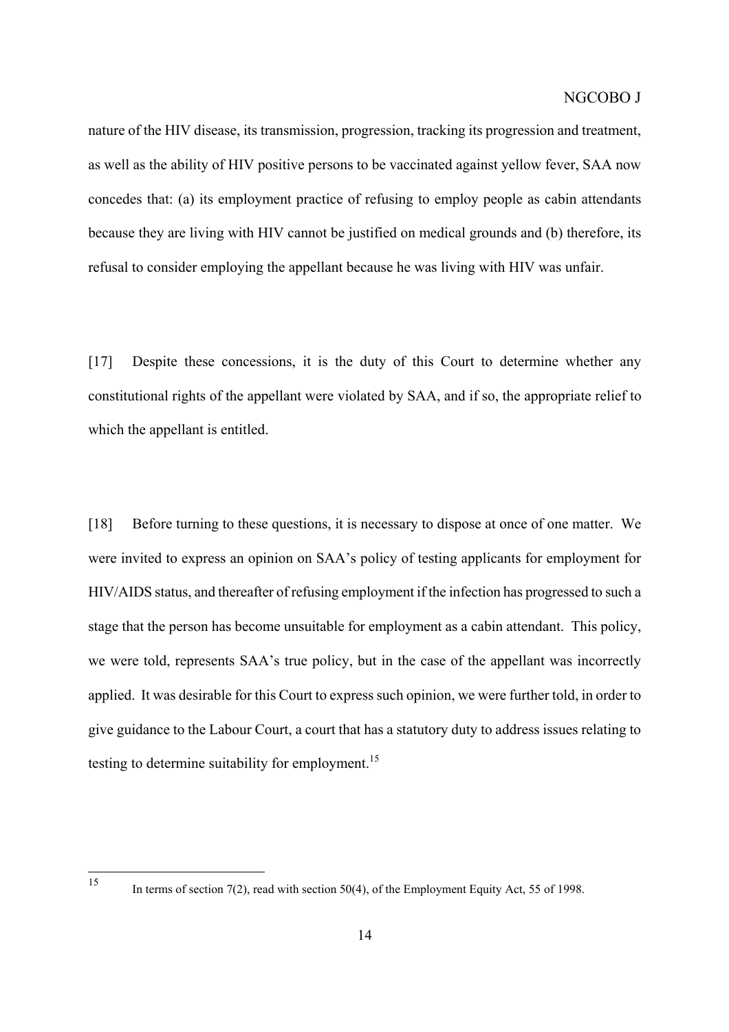nature of the HIV disease, its transmission, progression, tracking its progression and treatment, as well as the ability of HIV positive persons to be vaccinated against yellow fever, SAA now concedes that: (a) its employment practice of refusing to employ people as cabin attendants because they are living with HIV cannot be justified on medical grounds and (b) therefore, its refusal to consider employing the appellant because he was living with HIV was unfair.

[17] Despite these concessions, it is the duty of this Court to determine whether any constitutional rights of the appellant were violated by SAA, and if so, the appropriate relief to which the appellant is entitled.

[18] Before turning to these questions, it is necessary to dispose at once of one matter. We were invited to express an opinion on SAA's policy of testing applicants for employment for HIV/AIDS status, and thereafter of refusing employment if the infection has progressed to such a stage that the person has become unsuitable for employment as a cabin attendant. This policy, we were told, represents SAA's true policy, but in the case of the appellant was incorrectly applied. It was desirable for this Court to express such opinion, we were further told, in order to give guidance to the Labour Court, a court that has a statutory duty to address issues relating to testing to determine suitability for employment.[15]

---

[15] In terms of section 7(2), read with section 50(4), of the Employment Equity Act, 55 of 1998.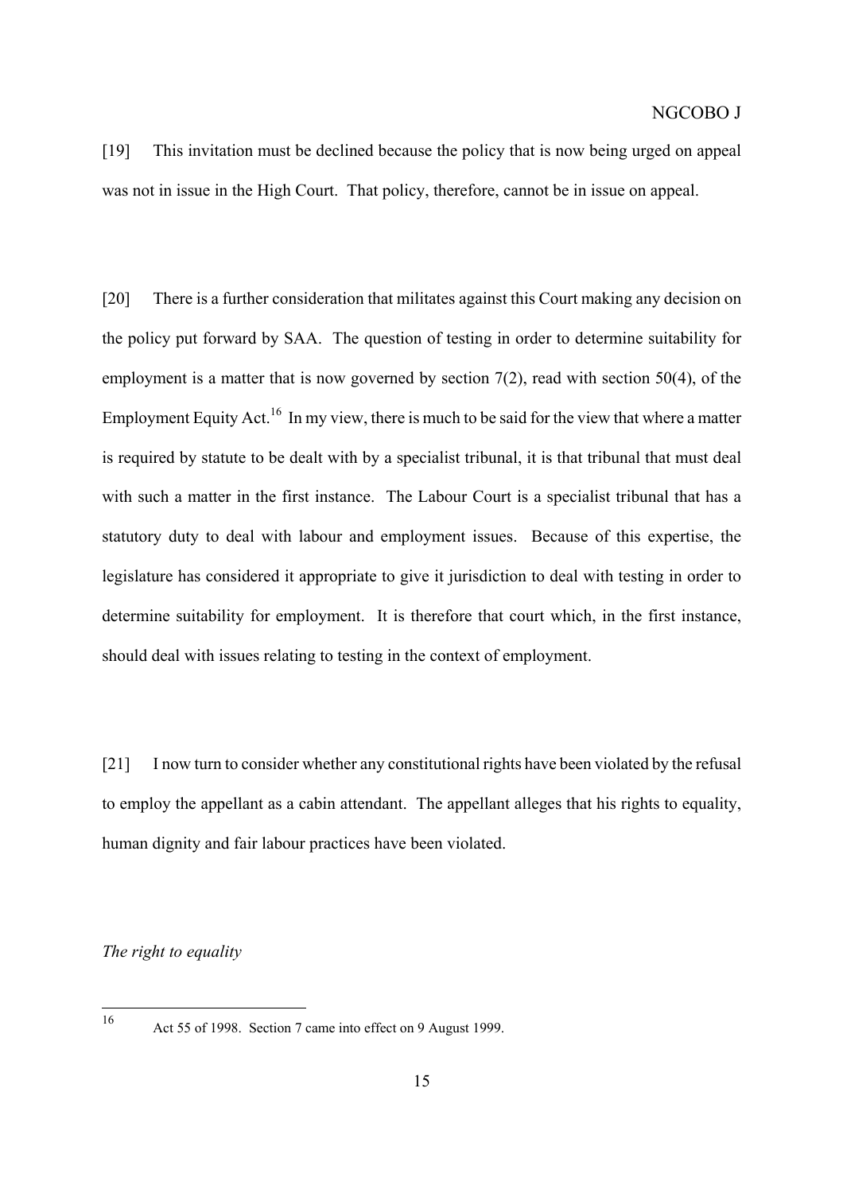[19] This invitation must be declined because the policy that is now being urged on appeal was not in issue in the High Court. That policy, therefore, cannot be in issue on appeal.

[20] There is a further consideration that militates against this Court making any decision on the policy put forward by SAA. The question of testing in order to determine suitability for employment is a matter that is now governed by section 7(2), read with section 50(4), of the Employment Equity Act.[16] In my view, there is much to be said for the view that where a matter is required by statute to be dealt with by a specialist tribunal, it is that tribunal that must deal with such a matter in the first instance. The Labour Court is a specialist tribunal that has a statutory duty to deal with labour and employment issues. Because of this expertise, the legislature has considered it appropriate to give it jurisdiction to deal with testing in order to determine suitability for employment. It is therefore that court which, in the first instance, should deal with issues relating to testing in the context of employment.

[21] I now turn to consider whether any constitutional rights have been violated by the refusal to employ the appellant as a cabin attendant. The appellant alleges that his rights to equality, human dignity and fair labour practices have been violated.

*The right to equality*

---

[16] Act 55 of 1998. Section 7 came into effect on 9 August 1999.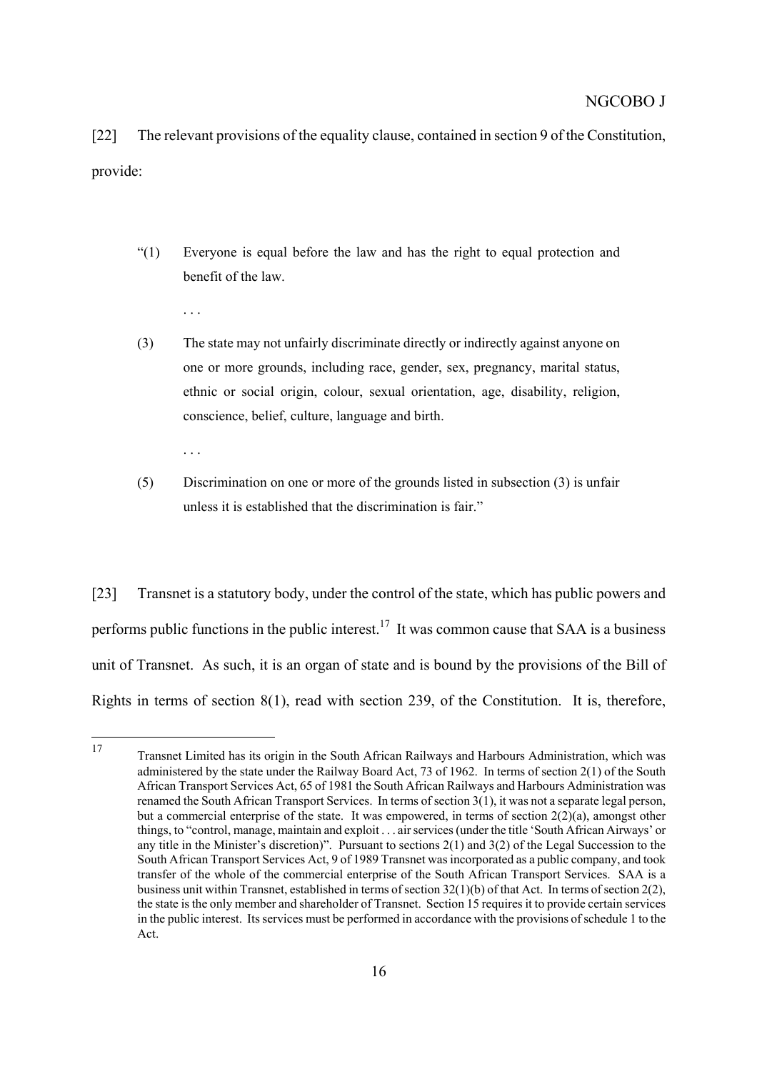[22] The relevant provisions of the equality clause, contained in section 9 of the Constitution, provide:

> "(1) Everyone is equal before the law and has the right to equal protection and benefit of the law.
>
> . . .
>
> (3) The state may not unfairly discriminate directly or indirectly against anyone on one or more grounds, including race, gender, sex, pregnancy, marital status, ethnic or social origin, colour, sexual orientation, age, disability, religion, conscience, belief, culture, language and birth.
>
> . . .
>
> (5) Discrimination on one or more of the grounds listed in subsection (3) is unfair unless it is established that the discrimination is fair."

[23] Transnet is a statutory body, under the control of the state, which has public powers and performs public functions in the public interest.[17] It was common cause that SAA is a business unit of Transnet. As such, it is an organ of state and is bound by the provisions of the Bill of Rights in terms of section 8(1), read with section 239, of the Constitution. It is, therefore,

---

[17] Transnet Limited has its origin in the South African Railways and Harbours Administration, which was administered by the state under the Railway Board Act, 73 of 1962. In terms of section 2(1) of the South African Transport Services Act, 65 of 1981 the South African Railways and Harbours Administration was renamed the South African Transport Services. In terms of section 3(1), it was not a separate legal person, but a commercial enterprise of the state. It was empowered, in terms of section 2(2)(a), amongst other things, to "control, manage, maintain and exploit . . . air services (under the title 'South African Airways' or any title in the Minister's discretion)". Pursuant to sections 2(1) and 3(2) of the Legal Succession to the South African Transport Services Act, 9 of 1989 Transnet was incorporated as a public company, and took transfer of the whole of the commercial enterprise of the South African Transport Services. SAA is a business unit within Transnet, established in terms of section 32(1)(b) of that Act. In terms of section 2(2), the state is the only member and shareholder of Transnet. Section 15 requires it to provide certain services in the public interest. Its services must be performed in accordance with the provisions of schedule 1 to the Act.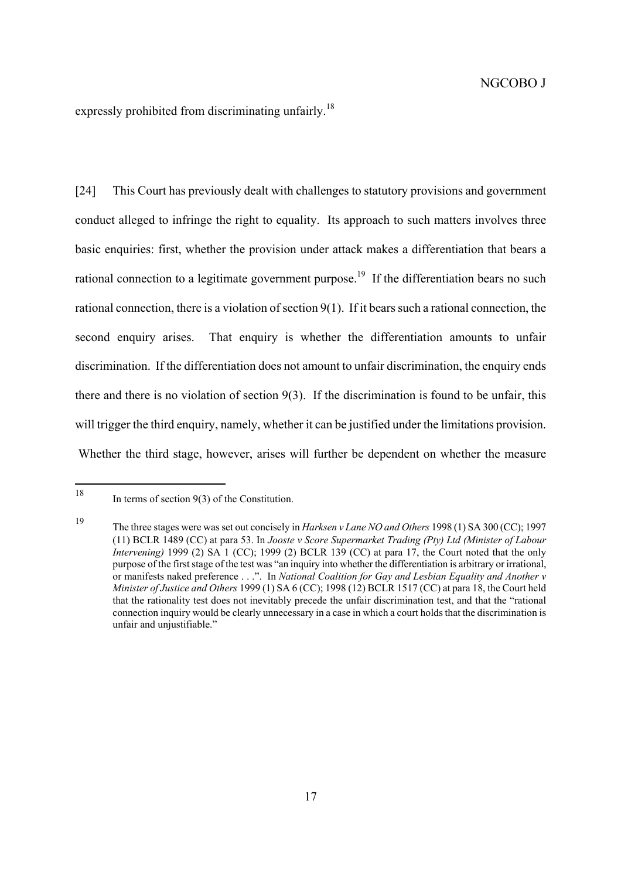expressly prohibited from discriminating unfairly.[18]

[24] This Court has previously dealt with challenges to statutory provisions and government conduct alleged to infringe the right to equality. Its approach to such matters involves three basic enquiries: first, whether the provision under attack makes a differentiation that bears a rational connection to a legitimate government purpose.[19] If the differentiation bears no such rational connection, there is a violation of section 9(1). If it bears such a rational connection, the second enquiry arises. That enquiry is whether the differentiation amounts to unfair discrimination. If the differentiation does not amount to unfair discrimination, the enquiry ends there and there is no violation of section 9(3). If the discrimination is found to be unfair, this will trigger the third enquiry, namely, whether it can be justified under the limitations provision. Whether the third stage, however, arises will further be dependent on whether the measure

---

[18] In terms of section 9(3) of the Constitution.

[19] The three stages were was set out concisely in *Harksen v Lane NO and Others* 1998 (1) SA 300 (CC); 1997 (11) BCLR 1489 (CC) at para 53. In *Jooste v Score Supermarket Trading (Pty) Ltd (Minister of Labour Intervening)* 1999 (2) SA 1 (CC); 1999 (2) BCLR 139 (CC) at para 17, the Court noted that the only purpose of the first stage of the test was "an inquiry into whether the differentiation is arbitrary or irrational, or manifests naked preference . . .". In *National Coalition for Gay and Lesbian Equality and Another v Minister of Justice and Others* 1999 (1) SA 6 (CC); 1998 (12) BCLR 1517 (CC) at para 18, the Court held that the rationality test does not inevitably precede the unfair discrimination test, and that the "rational connection inquiry would be clearly unnecessary in a case in which a court holds that the discrimination is unfair and unjustifiable."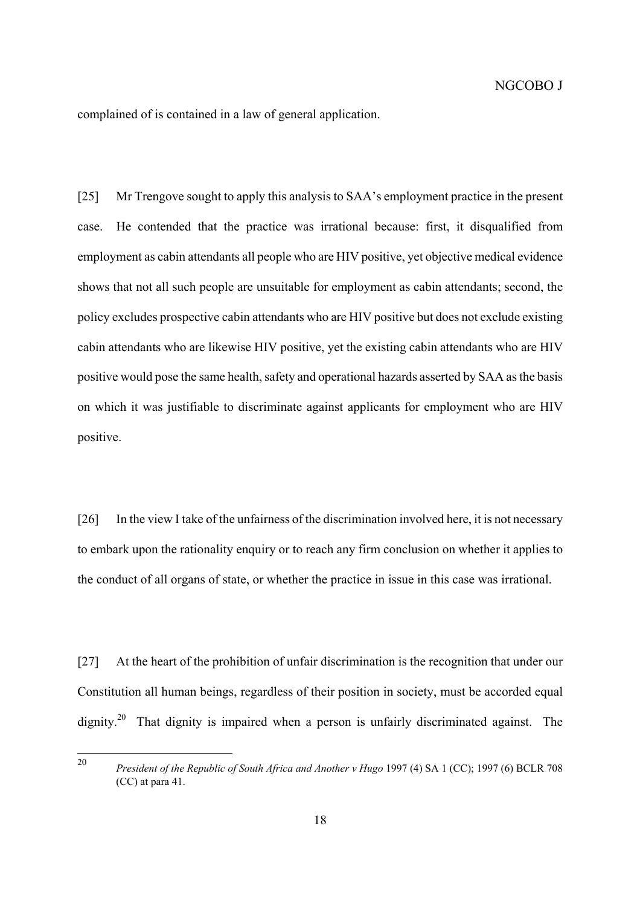complained of is contained in a law of general application.

[25] Mr Trengove sought to apply this analysis to SAA's employment practice in the present case. He contended that the practice was irrational because: first, it disqualified from employment as cabin attendants all people who are HIV positive, yet objective medical evidence shows that not all such people are unsuitable for employment as cabin attendants; second, the policy excludes prospective cabin attendants who are HIV positive but does not exclude existing cabin attendants who are likewise HIV positive, yet the existing cabin attendants who are HIV positive would pose the same health, safety and operational hazards asserted by SAA as the basis on which it was justifiable to discriminate against applicants for employment who are HIV positive.

[26] In the view I take of the unfairness of the discrimination involved here, it is not necessary to embark upon the rationality enquiry or to reach any firm conclusion on whether it applies to the conduct of all organs of state, or whether the practice in issue in this case was irrational.

[27] At the heart of the prohibition of unfair discrimination is the recognition that under our Constitution all human beings, regardless of their position in society, must be accorded equal dignity.[20] That dignity is impaired when a person is unfairly discriminated against. The

[20] *President of the Republic of South Africa and Another v Hugo* 1997 (4) SA 1 (CC); 1997 (6) BCLR 708 (CC) at para 41.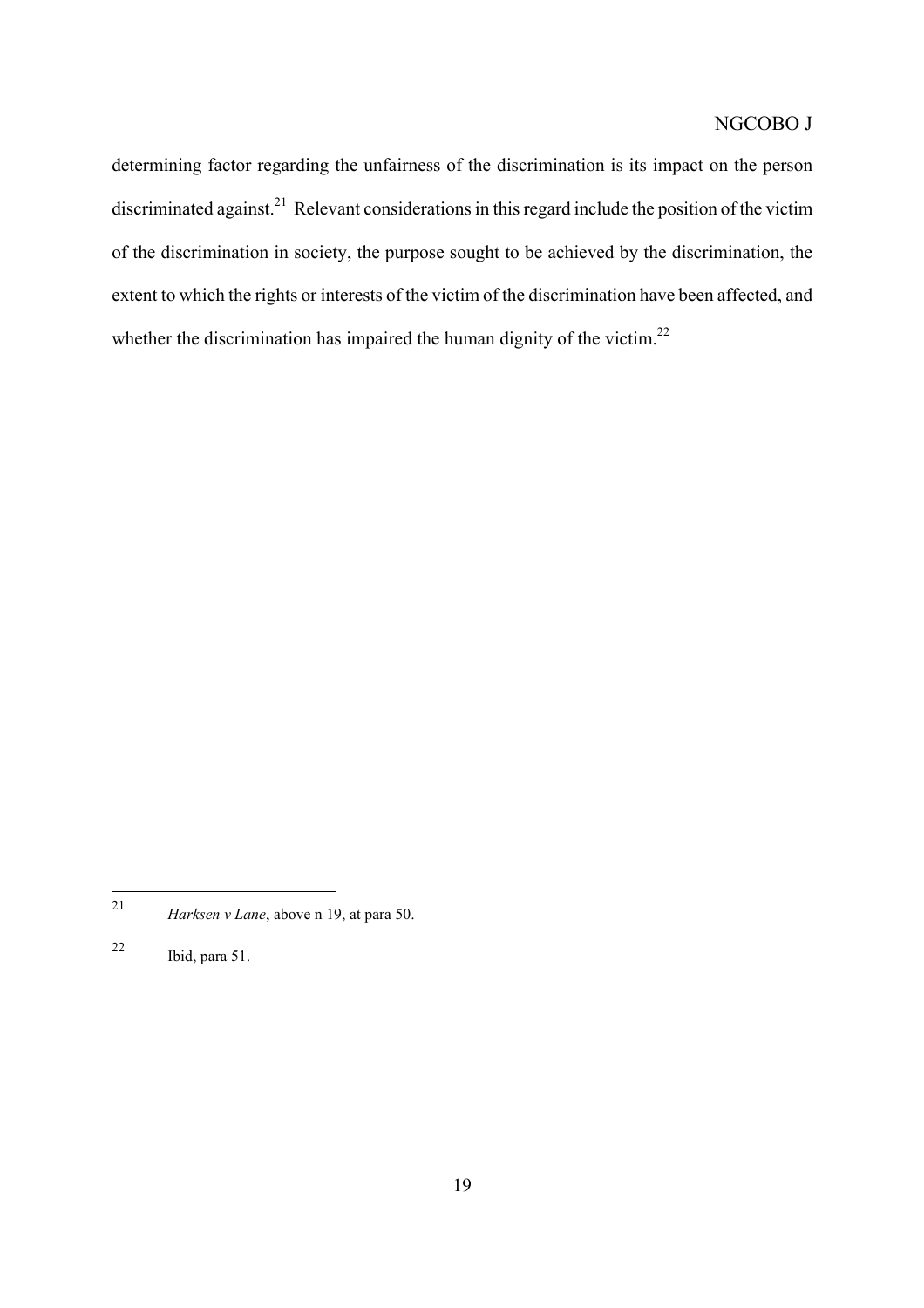determining factor regarding the unfairness of the discrimination is its impact on the person discriminated against.[21] Relevant considerations in this regard include the position of the victim of the discrimination in society, the purpose sought to be achieved by the discrimination, the extent to which the rights or interests of the victim of the discrimination have been affected, and whether the discrimination has impaired the human dignity of the victim.[22]

---

[21] *Harksen v Lane*, above n 19, at para 50.

[22] Ibid, para 51.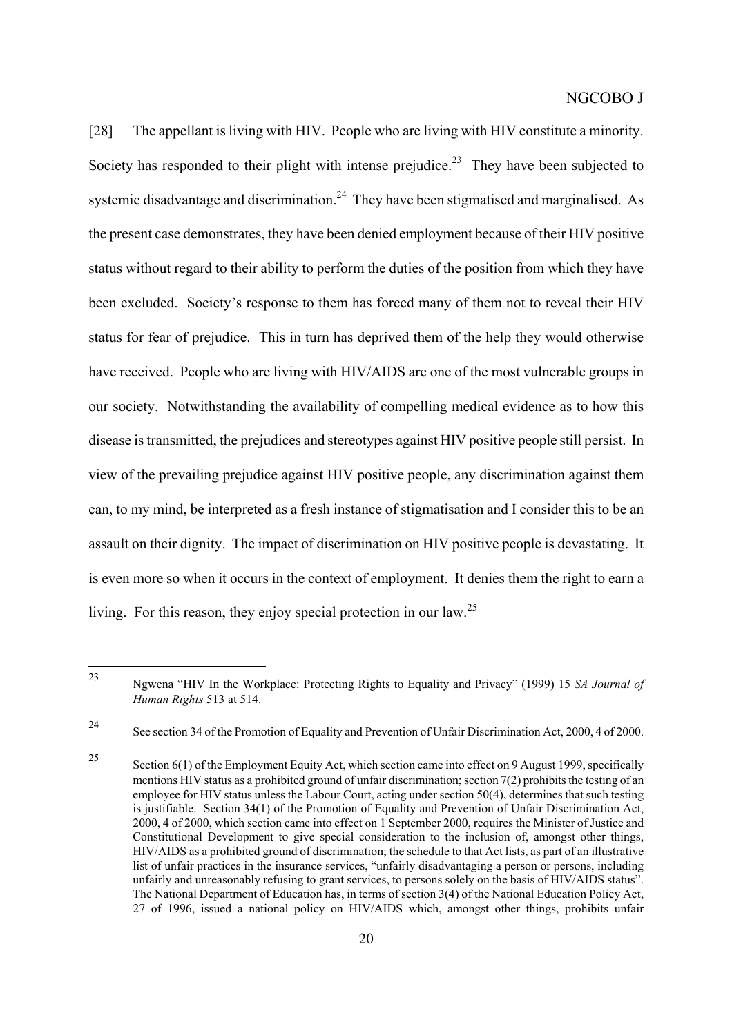[28] The appellant is living with HIV. People who are living with HIV constitute a minority. Society has responded to their plight with intense prejudice.[23] They have been subjected to systemic disadvantage and discrimination.[24] They have been stigmatised and marginalised. As the present case demonstrates, they have been denied employment because of their HIV positive status without regard to their ability to perform the duties of the position from which they have been excluded. Society's response to them has forced many of them not to reveal their HIV status for fear of prejudice. This in turn has deprived them of the help they would otherwise have received. People who are living with HIV/AIDS are one of the most vulnerable groups in our society. Notwithstanding the availability of compelling medical evidence as to how this disease is transmitted, the prejudices and stereotypes against HIV positive people still persist. In view of the prevailing prejudice against HIV positive people, any discrimination against them can, to my mind, be interpreted as a fresh instance of stigmatisation and I consider this to be an assault on their dignity. The impact of discrimination on HIV positive people is devastating. It is even more so when it occurs in the context of employment. It denies them the right to earn a living. For this reason, they enjoy special protection in our law.[25]

---

[23] Ngwena "HIV In the Workplace: Protecting Rights to Equality and Privacy" (1999) 15 *SA Journal of Human Rights* 513 at 514.

[24] See section 34 of the Promotion of Equality and Prevention of Unfair Discrimination Act, 2000, 4 of 2000.

[25] Section 6(1) of the Employment Equity Act, which section came into effect on 9 August 1999, specifically mentions HIV status as a prohibited ground of unfair discrimination; section 7(2) prohibits the testing of an employee for HIV status unless the Labour Court, acting under section 50(4), determines that such testing is justifiable. Section 34(1) of the Promotion of Equality and Prevention of Unfair Discrimination Act, 2000, 4 of 2000, which section came into effect on 1 September 2000, requires the Minister of Justice and Constitutional Development to give special consideration to the inclusion of, amongst other things, HIV/AIDS as a prohibited ground of discrimination; the schedule to that Act lists, as part of an illustrative list of unfair practices in the insurance services, "unfairly disadvantaging a person or persons, including unfairly and unreasonably refusing to grant services, to persons solely on the basis of HIV/AIDS status". The National Department of Education has, in terms of section 3(4) of the National Education Policy Act, 27 of 1996, issued a national policy on HIV/AIDS which, amongst other things, prohibits unfair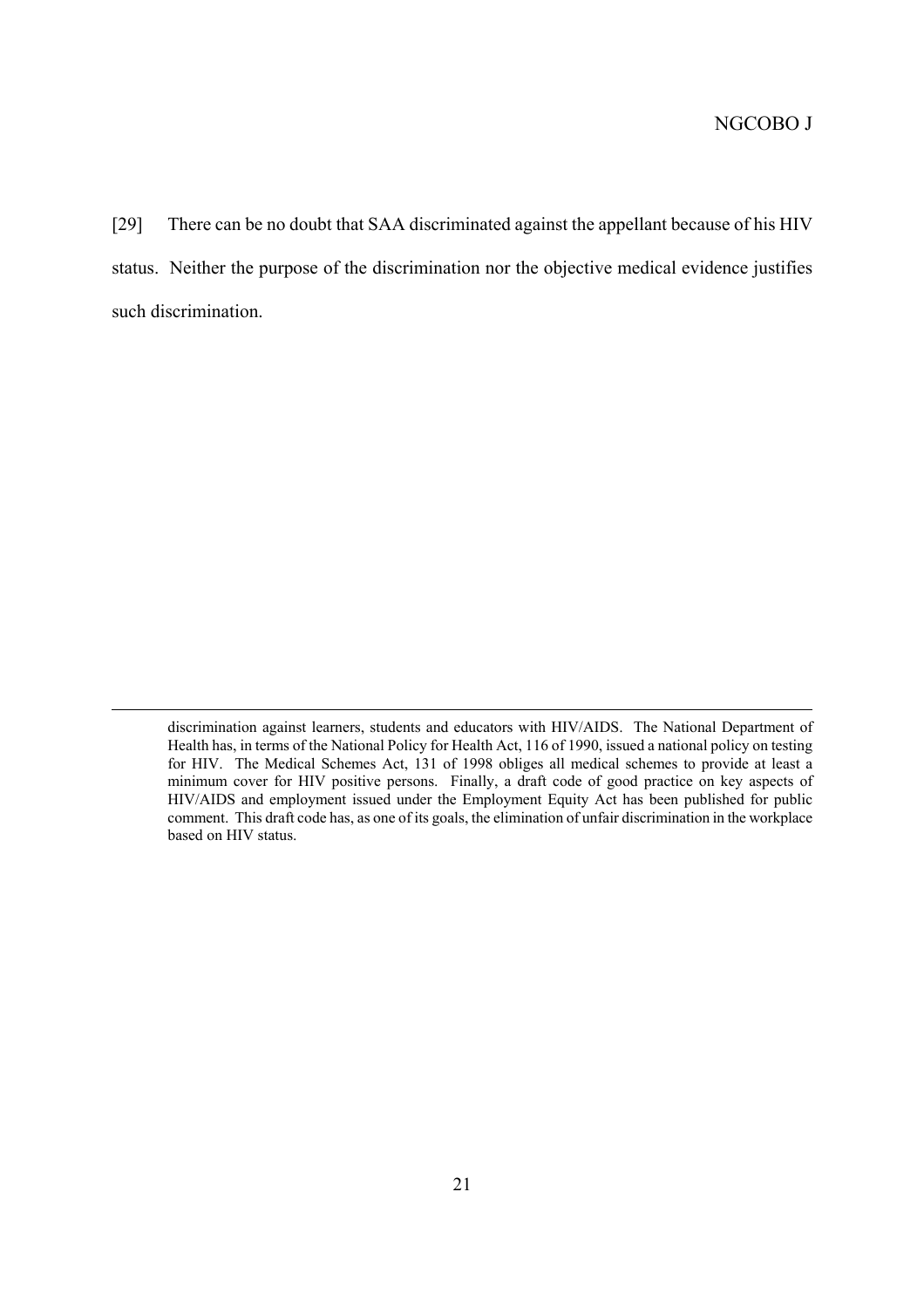[29] There can be no doubt that SAA discriminated against the appellant because of his HIV status. Neither the purpose of the discrimination nor the objective medical evidence justifies such discrimination.

---

discrimination against learners, students and educators with HIV/AIDS. The National Department of Health has, in terms of the National Policy for Health Act, 116 of 1990, issued a national policy on testing for HIV. The Medical Schemes Act, 131 of 1998 obliges all medical schemes to provide at least a minimum cover for HIV positive persons. Finally, a draft code of good practice on key aspects of HIV/AIDS and employment issued under the Employment Equity Act has been published for public comment. This draft code has, as one of its goals, the elimination of unfair discrimination in the workplace based on HIV status.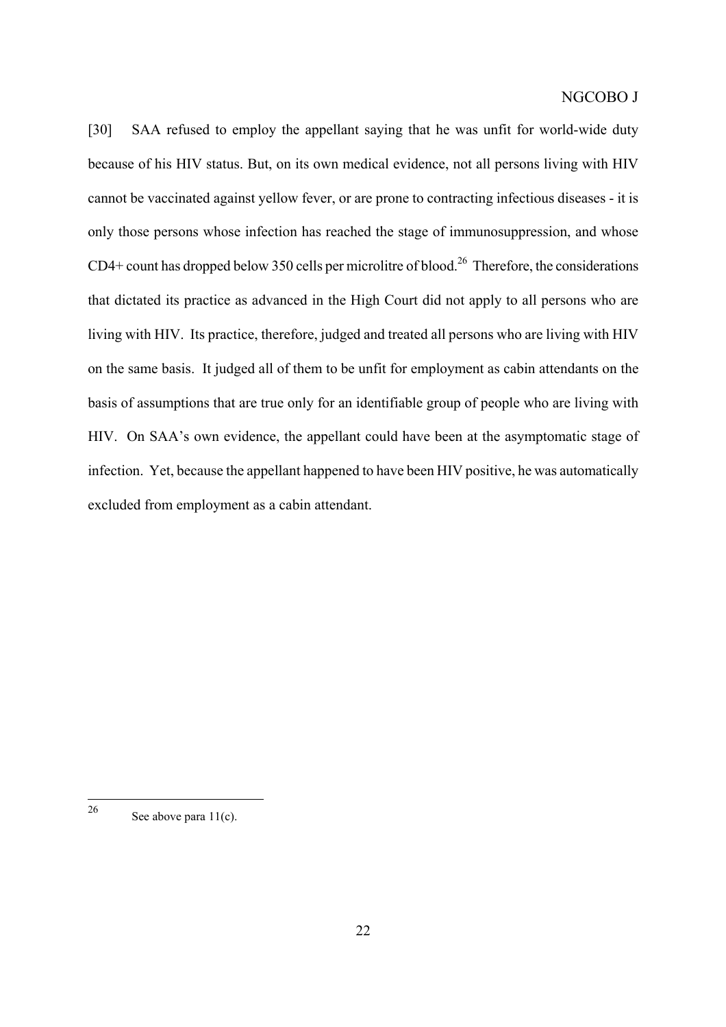[30] SAA refused to employ the appellant saying that he was unfit for world-wide duty because of his HIV status. But, on its own medical evidence, not all persons living with HIV cannot be vaccinated against yellow fever, or are prone to contracting infectious diseases - it is only those persons whose infection has reached the stage of immunosuppression, and whose CD4+ count has dropped below 350 cells per microlitre of blood.[26] Therefore, the considerations that dictated its practice as advanced in the High Court did not apply to all persons who are living with HIV. Its practice, therefore, judged and treated all persons who are living with HIV on the same basis. It judged all of them to be unfit for employment as cabin attendants on the basis of assumptions that are true only for an identifiable group of people who are living with HIV. On SAA's own evidence, the appellant could have been at the asymptomatic stage of infection. Yet, because the appellant happened to have been HIV positive, he was automatically excluded from employment as a cabin attendant.

---

[26] See above para 11(c).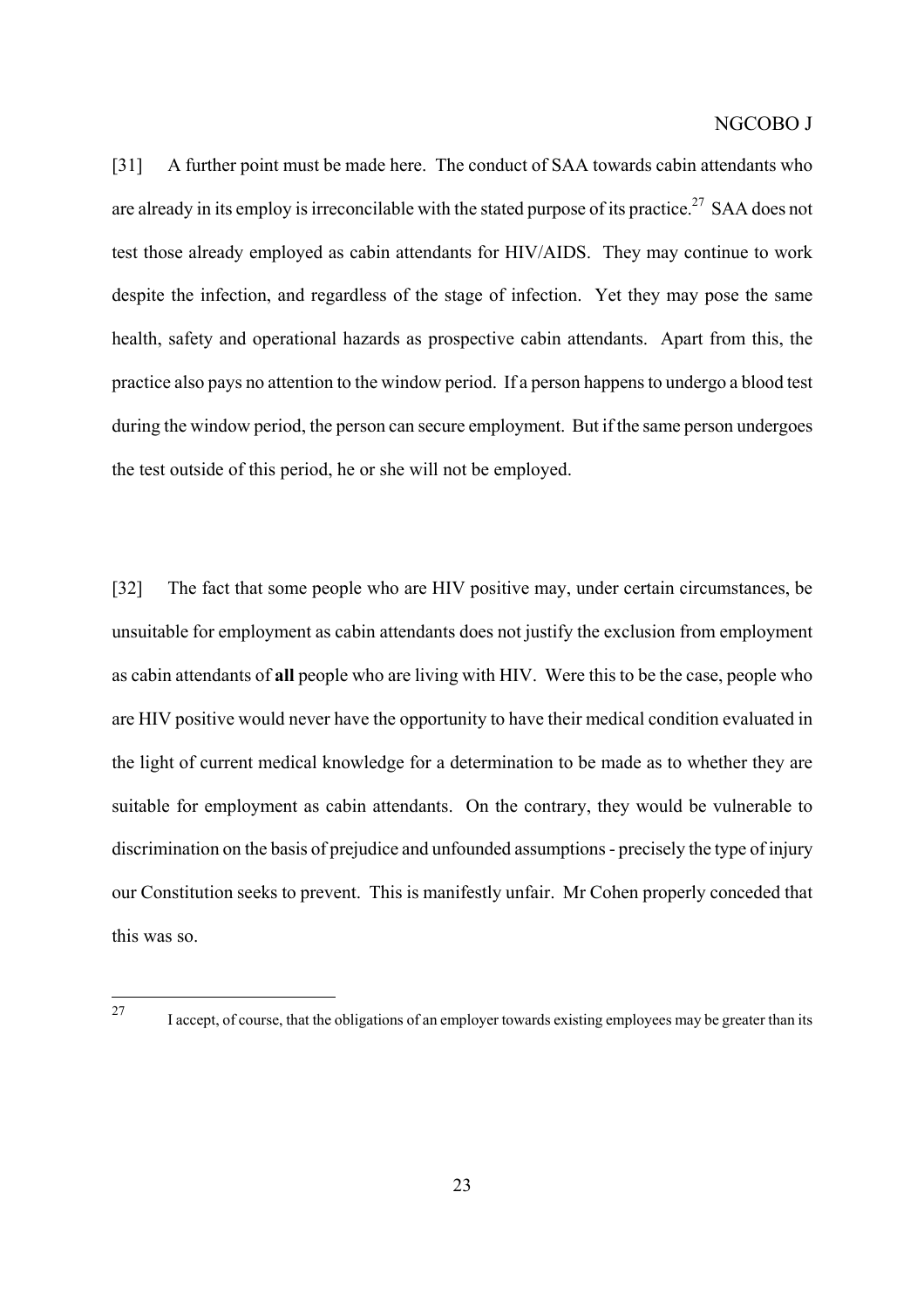[31] A further point must be made here. The conduct of SAA towards cabin attendants who are already in its employ is irreconcilable with the stated purpose of its practice.[27] SAA does not test those already employed as cabin attendants for HIV/AIDS. They may continue to work despite the infection, and regardless of the stage of infection. Yet they may pose the same health, safety and operational hazards as prospective cabin attendants. Apart from this, the practice also pays no attention to the window period. If a person happens to undergo a blood test during the window period, the person can secure employment. But if the same person undergoes the test outside of this period, he or she will not be employed.

[32] The fact that some people who are HIV positive may, under certain circumstances, be unsuitable for employment as cabin attendants does not justify the exclusion from employment as cabin attendants of **all** people who are living with HIV. Were this to be the case, people who are HIV positive would never have the opportunity to have their medical condition evaluated in the light of current medical knowledge for a determination to be made as to whether they are suitable for employment as cabin attendants. On the contrary, they would be vulnerable to discrimination on the basis of prejudice and unfounded assumptions - precisely the type of injury our Constitution seeks to prevent. This is manifestly unfair. Mr Cohen properly conceded that this was so.

---

[27] I accept, of course, that the obligations of an employer towards existing employees may be greater than its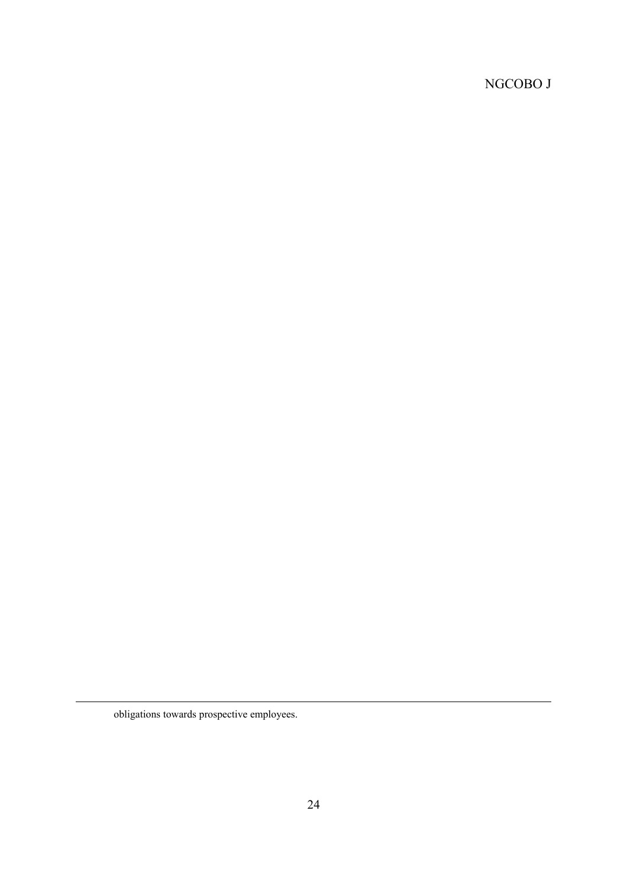obligations towards prospective employees.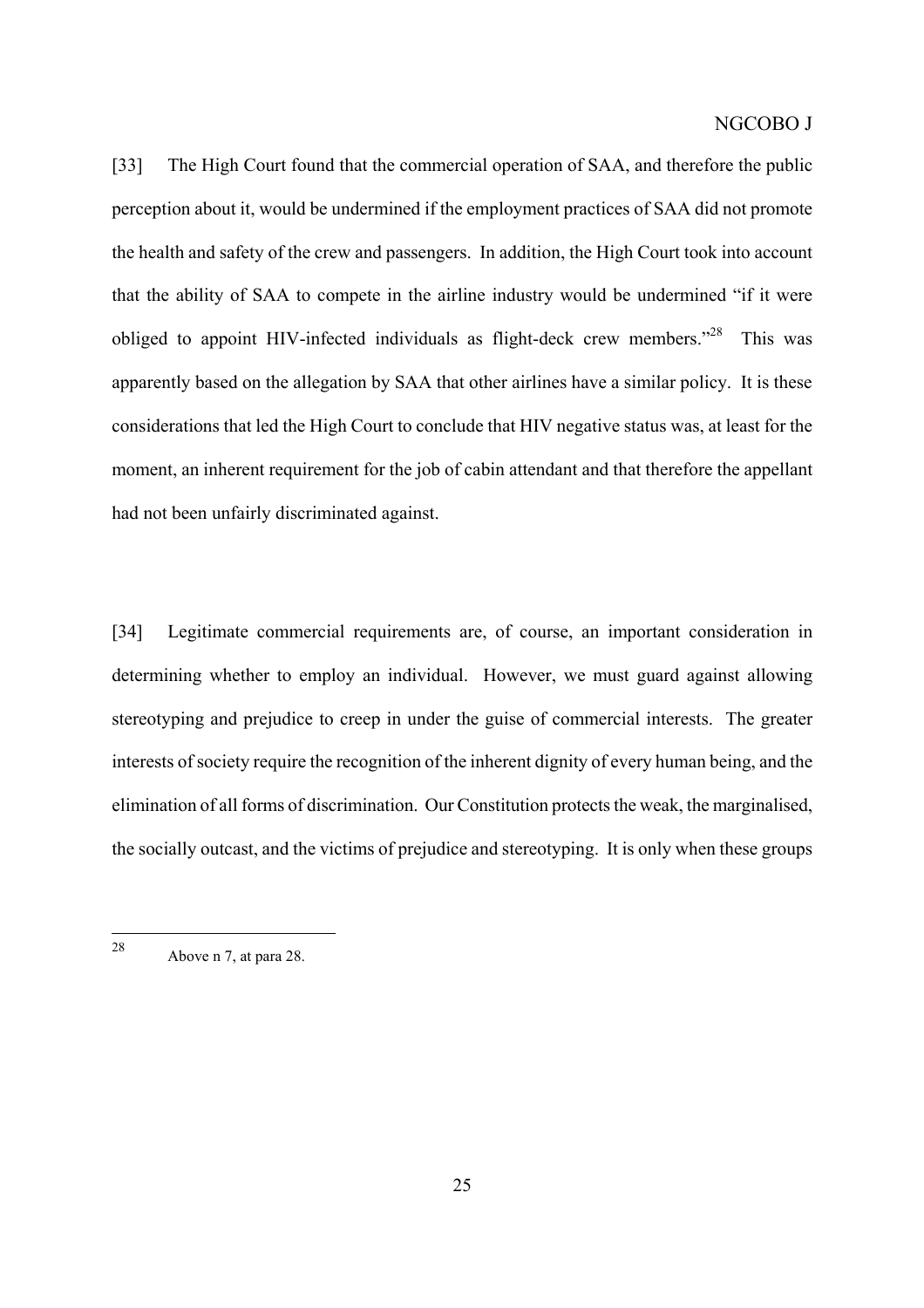[33] The High Court found that the commercial operation of SAA, and therefore the public perception about it, would be undermined if the employment practices of SAA did not promote the health and safety of the crew and passengers. In addition, the High Court took into account that the ability of SAA to compete in the airline industry would be undermined "if it were obliged to appoint HIV-infected individuals as flight-deck crew members."[28] This was apparently based on the allegation by SAA that other airlines have a similar policy. It is these considerations that led the High Court to conclude that HIV negative status was, at least for the moment, an inherent requirement for the job of cabin attendant and that therefore the appellant had not been unfairly discriminated against.

[34] Legitimate commercial requirements are, of course, an important consideration in determining whether to employ an individual. However, we must guard against allowing stereotyping and prejudice to creep in under the guise of commercial interests. The greater interests of society require the recognition of the inherent dignity of every human being, and the elimination of all forms of discrimination. Our Constitution protects the weak, the marginalised, the socially outcast, and the victims of prejudice and stereotyping. It is only when these groups

---

[28] Above n 7, at para 28.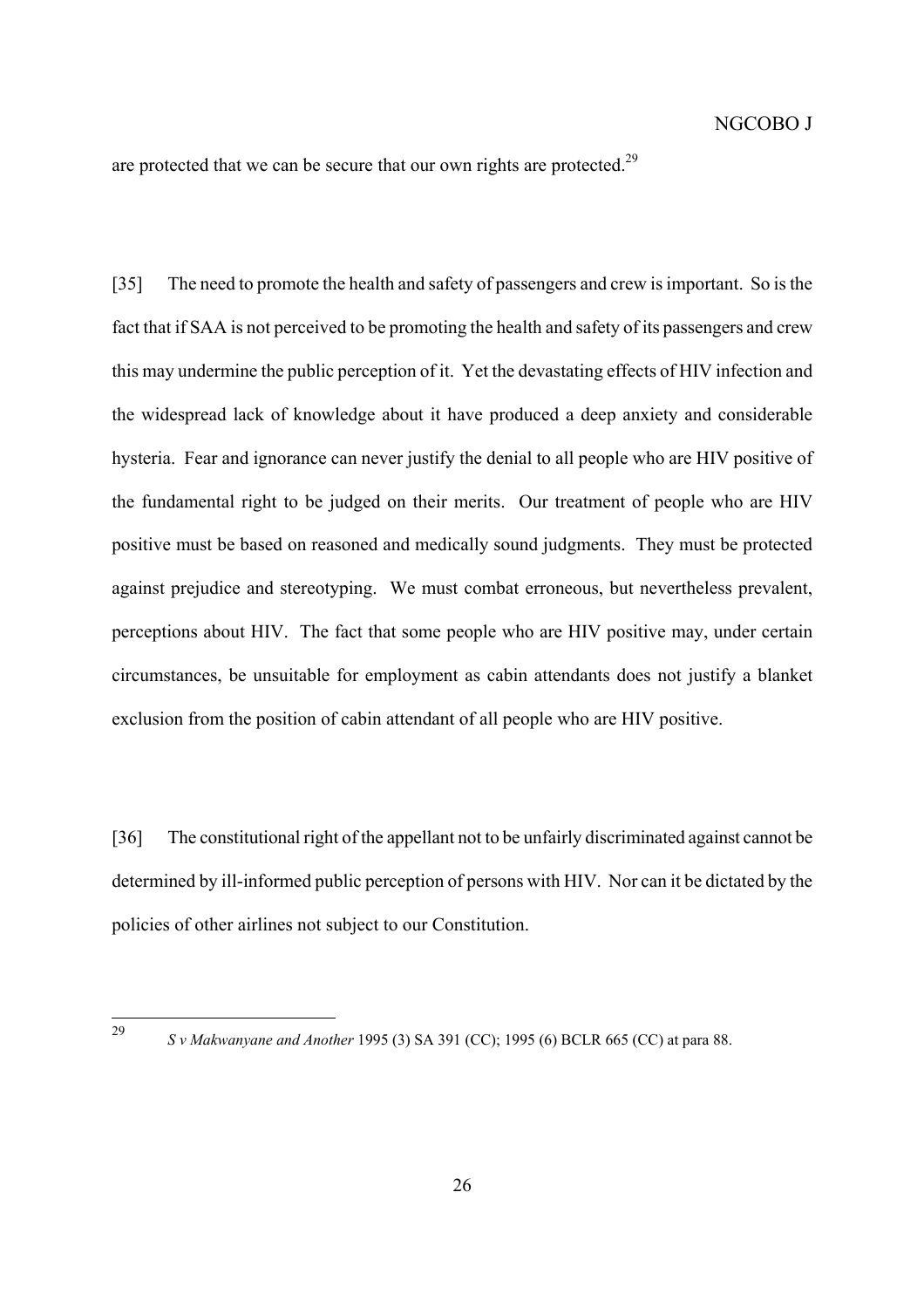are protected that we can be secure that our own rights are protected.[29]

[35] The need to promote the health and safety of passengers and crew is important. So is the fact that if SAA is not perceived to be promoting the health and safety of its passengers and crew this may undermine the public perception of it. Yet the devastating effects of HIV infection and the widespread lack of knowledge about it have produced a deep anxiety and considerable hysteria. Fear and ignorance can never justify the denial to all people who are HIV positive of the fundamental right to be judged on their merits. Our treatment of people who are HIV positive must be based on reasoned and medically sound judgments. They must be protected against prejudice and stereotyping. We must combat erroneous, but nevertheless prevalent, perceptions about HIV. The fact that some people who are HIV positive may, under certain circumstances, be unsuitable for employment as cabin attendants does not justify a blanket exclusion from the position of cabin attendant of all people who are HIV positive.

[36] The constitutional right of the appellant not to be unfairly discriminated against cannot be determined by ill-informed public perception of persons with HIV. Nor can it be dictated by the policies of other airlines not subject to our Constitution.

---

[29] *S v Makwanyane and Another* 1995 (3) SA 391 (CC); 1995 (6) BCLR 665 (CC) at para 88.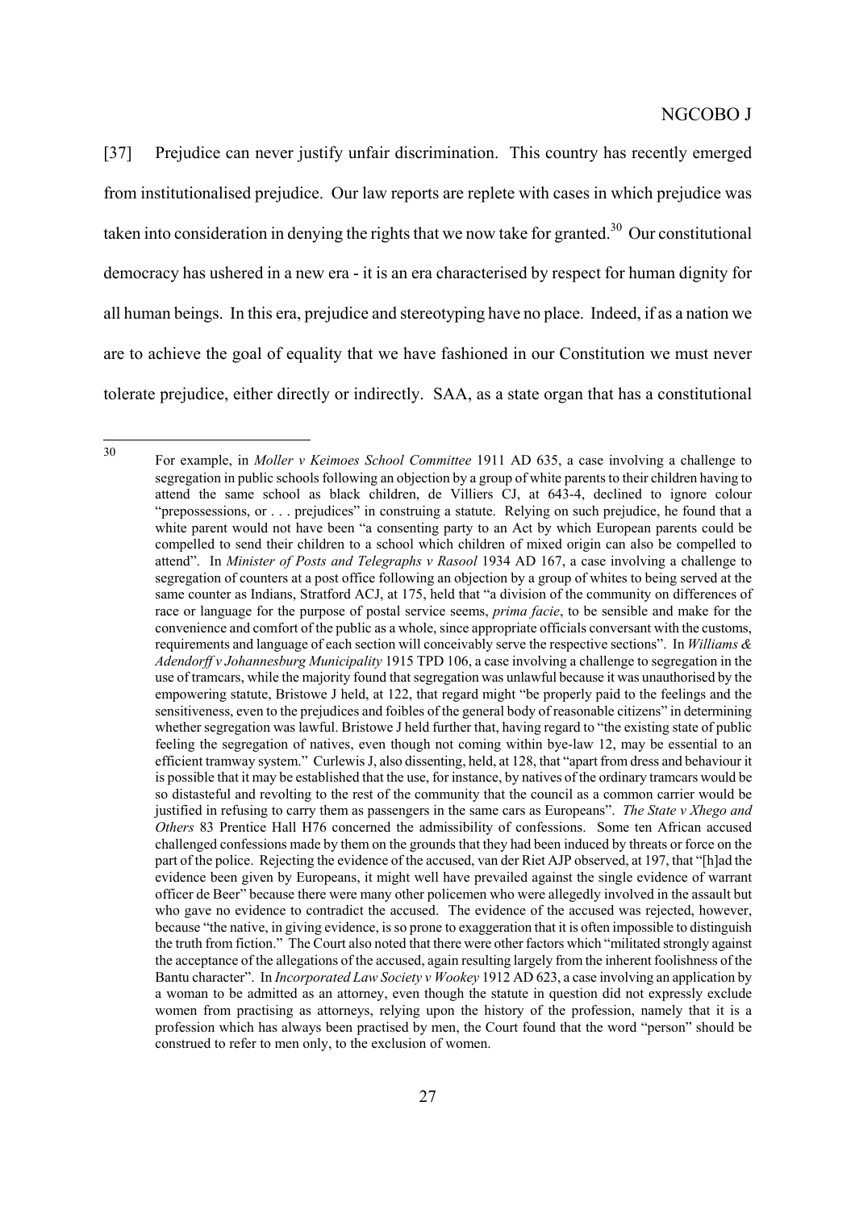[37] Prejudice can never justify unfair discrimination. This country has recently emerged from institutionalised prejudice. Our law reports are replete with cases in which prejudice was taken into consideration in denying the rights that we now take for granted.[30] Our constitutional democracy has ushered in a new era - it is an era characterised by respect for human dignity for all human beings. In this era, prejudice and stereotyping have no place. Indeed, if as a nation we are to achieve the goal of equality that we have fashioned in our Constitution we must never tolerate prejudice, either directly or indirectly. SAA, as a state organ that has a constitutional

---

[30] For example, in *Moller v Keimoes School Committee* 1911 AD 635, a case involving a challenge to segregation in public schools following an objection by a group of white parents to their children having to attend the same school as black children, de Villiers CJ, at 643-4, declined to ignore colour "prepossessions, or . . . prejudices" in construing a statute. Relying on such prejudice, he found that a white parent would not have been "a consenting party to an Act by which European parents could be compelled to send their children to a school which children of mixed origin can also be compelled to attend". In *Minister of Posts and Telegraphs v Rasool* 1934 AD 167, a case involving a challenge to segregation of counters at a post office following an objection by a group of whites to being served at the same counter as Indians, Stratford ACJ, at 175, held that "a division of the community on differences of race or language for the purpose of postal service seems, *prima facie*, to be sensible and make for the convenience and comfort of the public as a whole, since appropriate officials conversant with the customs, requirements and language of each section will conceivably serve the respective sections". In *Williams & Adendorff v Johannesburg Municipality* 1915 TPD 106, a case involving a challenge to segregation in the use of tramcars, while the majority found that segregation was unlawful because it was unauthorised by the empowering statute, Bristowe J held, at 122, that regard might "be properly paid to the feelings and the sensitiveness, even to the prejudices and foibles of the general body of reasonable citizens" in determining whether segregation was lawful. Bristowe J held further that, having regard to "the existing state of public feeling the segregation of natives, even though not coming within bye-law 12, may be essential to an efficient tramway system." Curlewis J, also dissenting, held, at 128, that "apart from dress and behaviour it is possible that it may be established that the use, for instance, by natives of the ordinary tramcars would be so distasteful and revolting to the rest of the community that the council as a common carrier would be justified in refusing to carry them as passengers in the same cars as Europeans". *The State v Xhego and Others* 83 Prentice Hall H76 concerned the admissibility of confessions. Some ten African accused challenged confessions made by them on the grounds that they had been induced by threats or force on the part of the police. Rejecting the evidence of the accused, van der Riet AJP observed, at 197, that "[h]ad the evidence been given by Europeans, it might well have prevailed against the single evidence of warrant officer de Beer" because there were many other policemen who were allegedly involved in the assault but who gave no evidence to contradict the accused. The evidence of the accused was rejected, however, because "the native, in giving evidence, is so prone to exaggeration that it is often impossible to distinguish the truth from fiction." The Court also noted that there were other factors which "militated strongly against the acceptance of the allegations of the accused, again resulting largely from the inherent foolishness of the Bantu character". In *Incorporated Law Society v Wookey* 1912 AD 623, a case involving an application by a woman to be admitted as an attorney, even though the statute in question did not expressly exclude women from practising as attorneys, relying upon the history of the profession, namely that it is a profession which has always been practised by men, the Court found that the word "person" should be construed to refer to men only, to the exclusion of women.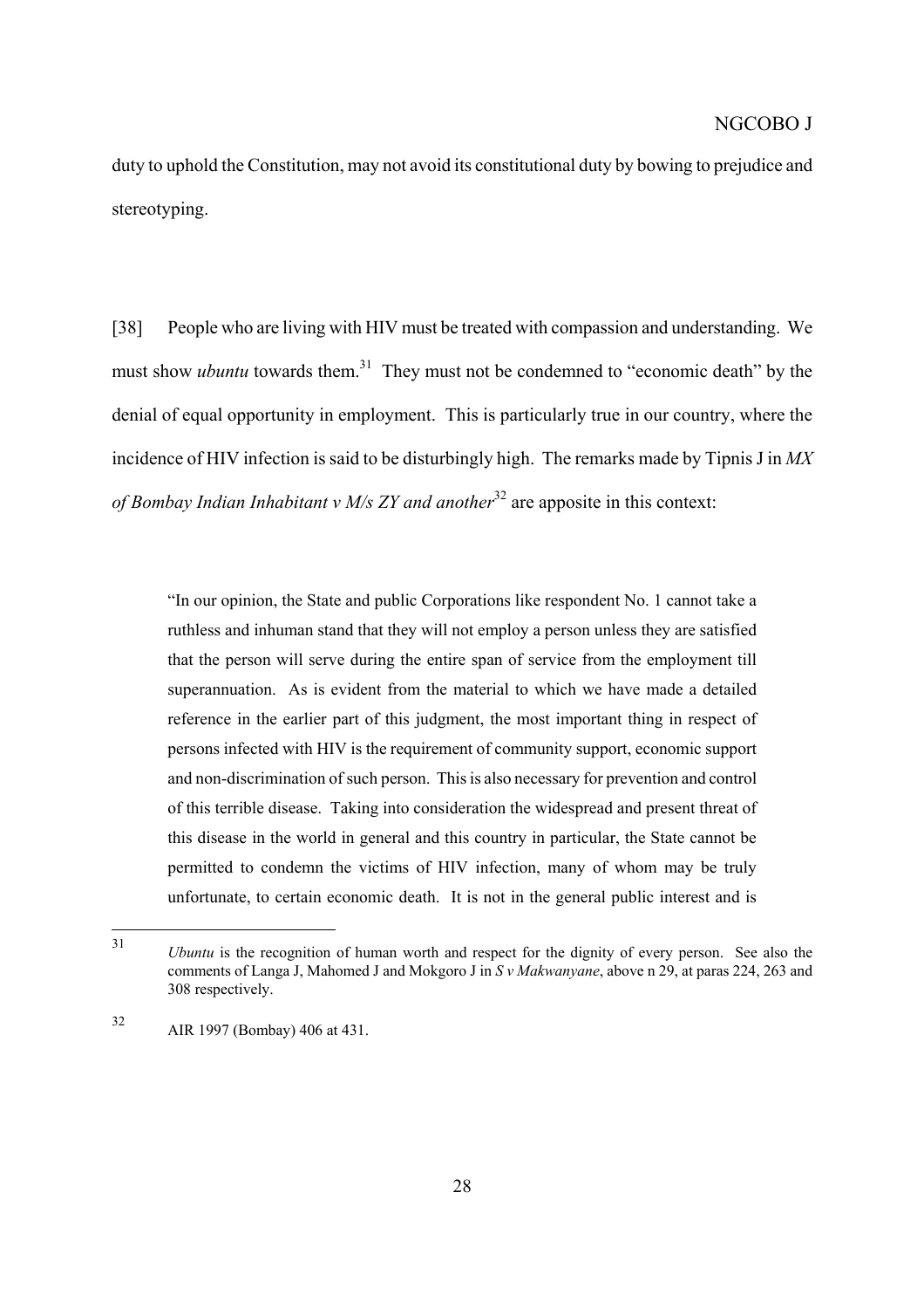duty to uphold the Constitution, may not avoid its constitutional duty by bowing to prejudice and stereotyping.

[38] People who are living with HIV must be treated with compassion and understanding. We must show *ubuntu* towards them.[31] They must not be condemned to "economic death" by the denial of equal opportunity in employment. This is particularly true in our country, where the incidence of HIV infection is said to be disturbingly high. The remarks made by Tipnis J in *MX of Bombay Indian Inhabitant v M/s ZY and another*[32] are apposite in this context:

> "In our opinion, the State and public Corporations like respondent No. 1 cannot take a ruthless and inhuman stand that they will not employ a person unless they are satisfied that the person will serve during the entire span of service from the employment till superannuation. As is evident from the material to which we have made a detailed reference in the earlier part of this judgment, the most important thing in respect of persons infected with HIV is the requirement of community support, economic support and non-discrimination of such person. This is also necessary for prevention and control of this terrible disease. Taking into consideration the widespread and present threat of this disease in the world in general and this country in particular, the State cannot be permitted to condemn the victims of HIV infection, many of whom may be truly unfortunate, to certain economic death. It is not in the general public interest and is

---

31 *Ubuntu* is the recognition of human worth and respect for the dignity of every person. See also the comments of Langa J, Mahomed J and Mokgoro J in *S v Makwanyane*, above n 29, at paras 224, 263 and 308 respectively.

32 AIR 1997 (Bombay) 406 at 431.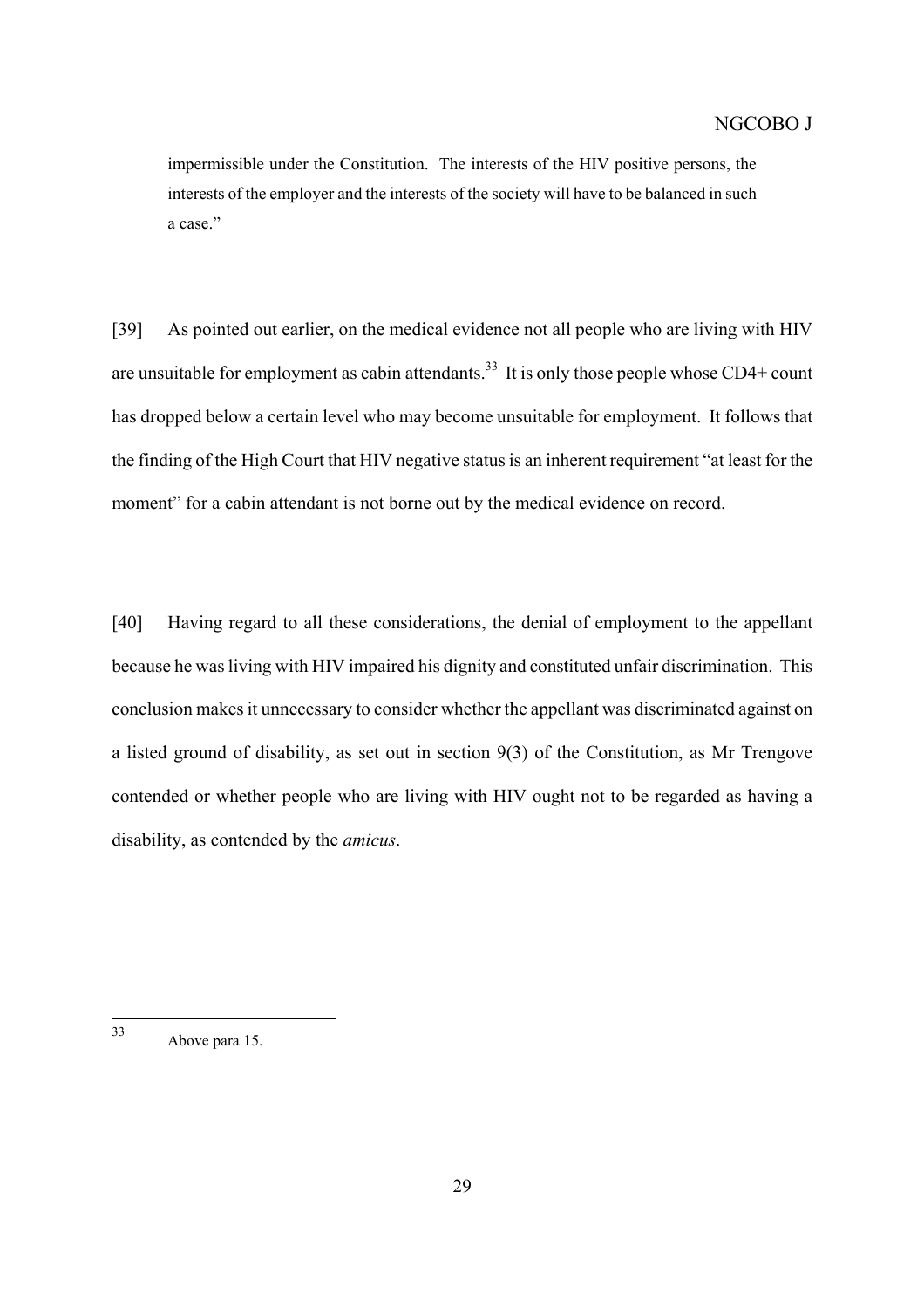> impermissible under the Constitution. The interests of the HIV positive persons, the interests of the employer and the interests of the society will have to be balanced in such a case."

[39] As pointed out earlier, on the medical evidence not all people who are living with HIV are unsuitable for employment as cabin attendants.[33] It is only those people whose CD4+ count has dropped below a certain level who may become unsuitable for employment. It follows that the finding of the High Court that HIV negative status is an inherent requirement "at least for the moment" for a cabin attendant is not borne out by the medical evidence on record.

[40] Having regard to all these considerations, the denial of employment to the appellant because he was living with HIV impaired his dignity and constituted unfair discrimination. This conclusion makes it unnecessary to consider whether the appellant was discriminated against on a listed ground of disability, as set out in section 9(3) of the Constitution, as Mr Trengove contended or whether people who are living with HIV ought not to be regarded as having a disability, as contended by the *amicus*.

---

[33] Above para 15.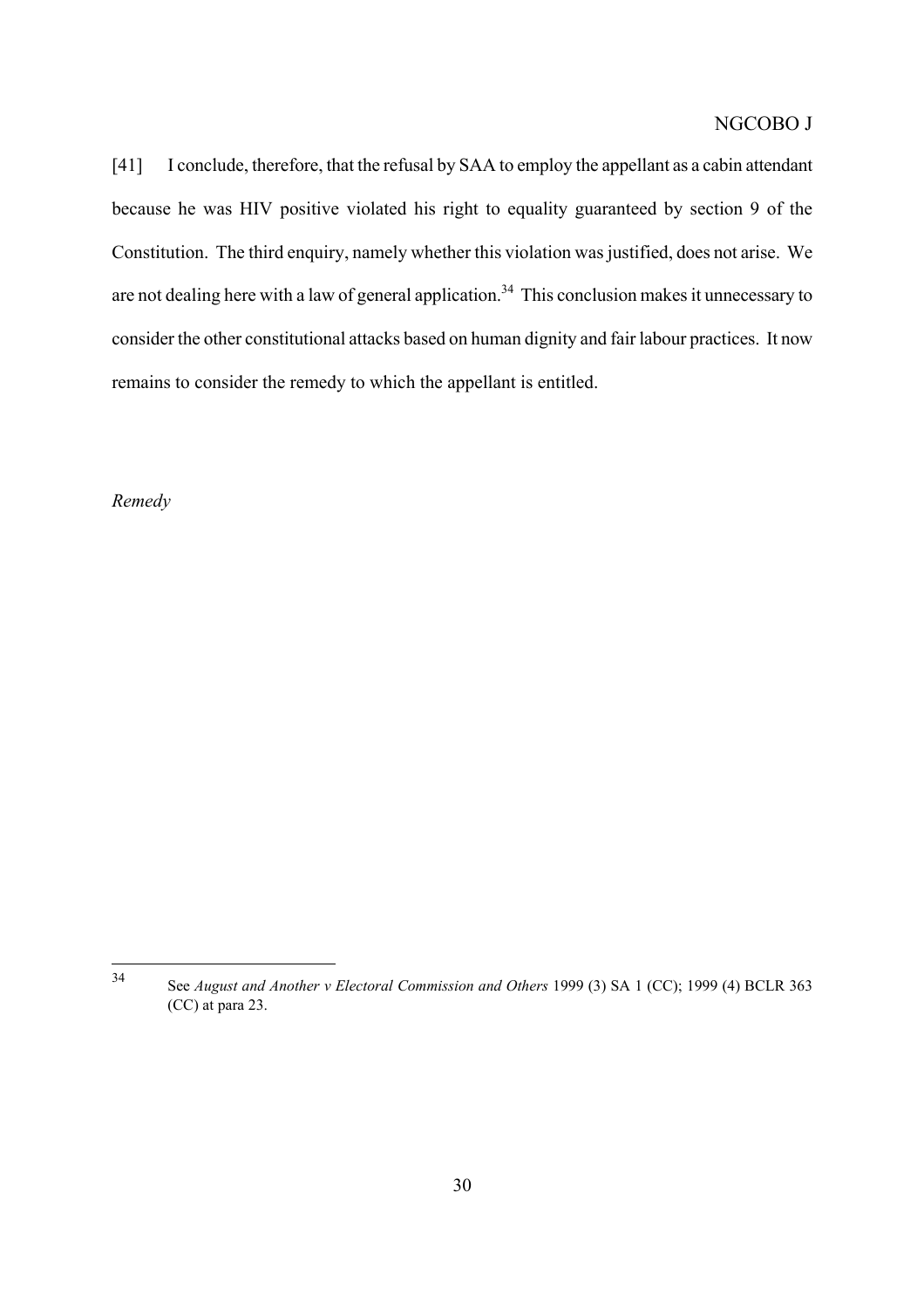[41] I conclude, therefore, that the refusal by SAA to employ the appellant as a cabin attendant because he was HIV positive violated his right to equality guaranteed by section 9 of the Constitution. The third enquiry, namely whether this violation was justified, does not arise. We are not dealing here with a law of general application.[34] This conclusion makes it unnecessary to consider the other constitutional attacks based on human dignity and fair labour practices. It now remains to consider the remedy to which the appellant is entitled.

*Remedy*

---

[34] See *August and Another v Electoral Commission and Others* 1999 (3) SA 1 (CC); 1999 (4) BCLR 363 (CC) at para 23.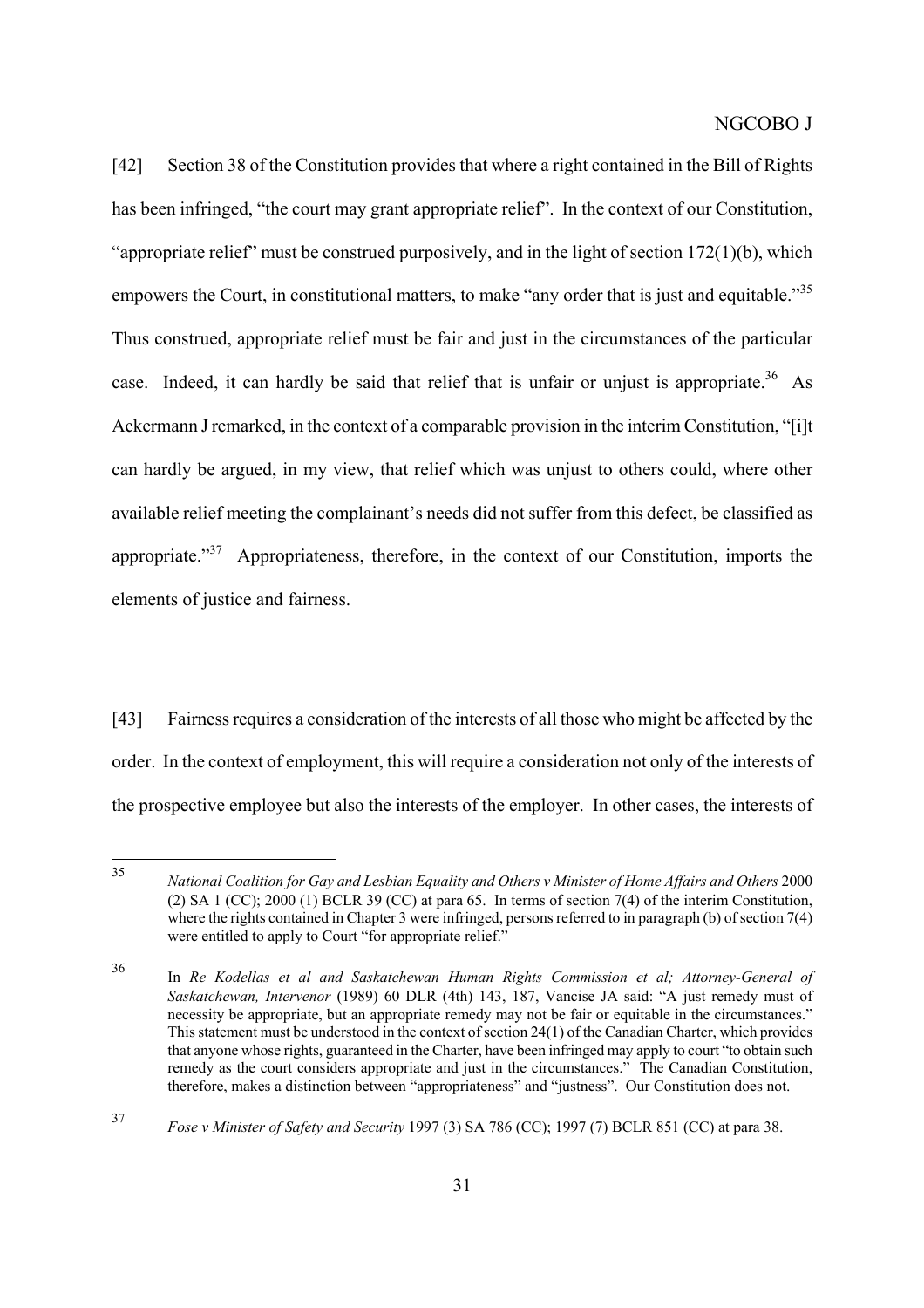[42] Section 38 of the Constitution provides that where a right contained in the Bill of Rights has been infringed, "the court may grant appropriate relief". In the context of our Constitution, "appropriate relief" must be construed purposively, and in the light of section 172(1)(b), which empowers the Court, in constitutional matters, to make "any order that is just and equitable."[35] Thus construed, appropriate relief must be fair and just in the circumstances of the particular case. Indeed, it can hardly be said that relief that is unfair or unjust is appropriate.[36] As Ackermann J remarked, in the context of a comparable provision in the interim Constitution, "[i]t can hardly be argued, in my view, that relief which was unjust to others could, where other available relief meeting the complainant's needs did not suffer from this defect, be classified as appropriate."[37] Appropriateness, therefore, in the context of our Constitution, imports the elements of justice and fairness.

[43] Fairness requires a consideration of the interests of all those who might be affected by the order. In the context of employment, this will require a consideration not only of the interests of the prospective employee but also the interests of the employer. In other cases, the interests of

---

[35] *National Coalition for Gay and Lesbian Equality and Others v Minister of Home Affairs and Others* 2000 (2) SA 1 (CC); 2000 (1) BCLR 39 (CC) at para 65. In terms of section 7(4) of the interim Constitution, where the rights contained in Chapter 3 were infringed, persons referred to in paragraph (b) of section 7(4) were entitled to apply to Court "for appropriate relief."

[36] In *Re Kodellas et al and Saskatchewan Human Rights Commission et al; Attorney-General of Saskatchewan, Intervenor* (1989) 60 DLR (4th) 143, 187, Vancise JA said: "A just remedy must of necessity be appropriate, but an appropriate remedy may not be fair or equitable in the circumstances." This statement must be understood in the context of section 24(1) of the Canadian Charter, which provides that anyone whose rights, guaranteed in the Charter, have been infringed may apply to court "to obtain such remedy as the court considers appropriate and just in the circumstances." The Canadian Constitution, therefore, makes a distinction between "appropriateness" and "justness". Our Constitution does not.

[37] *Fose v Minister of Safety and Security* 1997 (3) SA 786 (CC); 1997 (7) BCLR 851 (CC) at para 38.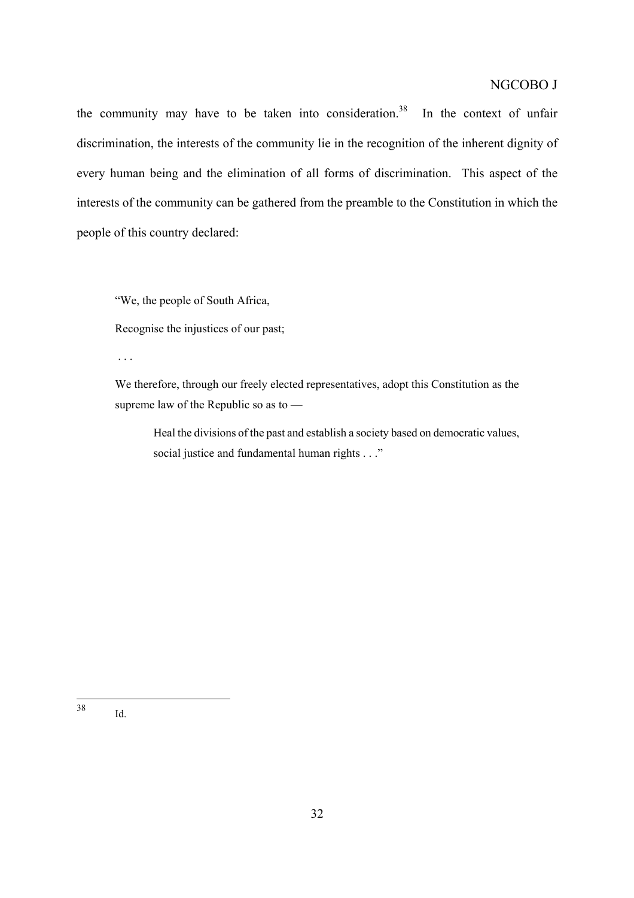the community may have to be taken into consideration.[38] In the context of unfair discrimination, the interests of the community lie in the recognition of the inherent dignity of every human being and the elimination of all forms of discrimination. This aspect of the interests of the community can be gathered from the preamble to the Constitution in which the people of this country declared:

> "We, the people of South Africa,
>
> Recognise the injustices of our past;
>
> . . .
>
> We therefore, through our freely elected representatives, adopt this Constitution as the supreme law of the Republic so as to —
>
>> Heal the divisions of the past and establish a society based on democratic values, social justice and fundamental human rights . . ."

---

[38] Id.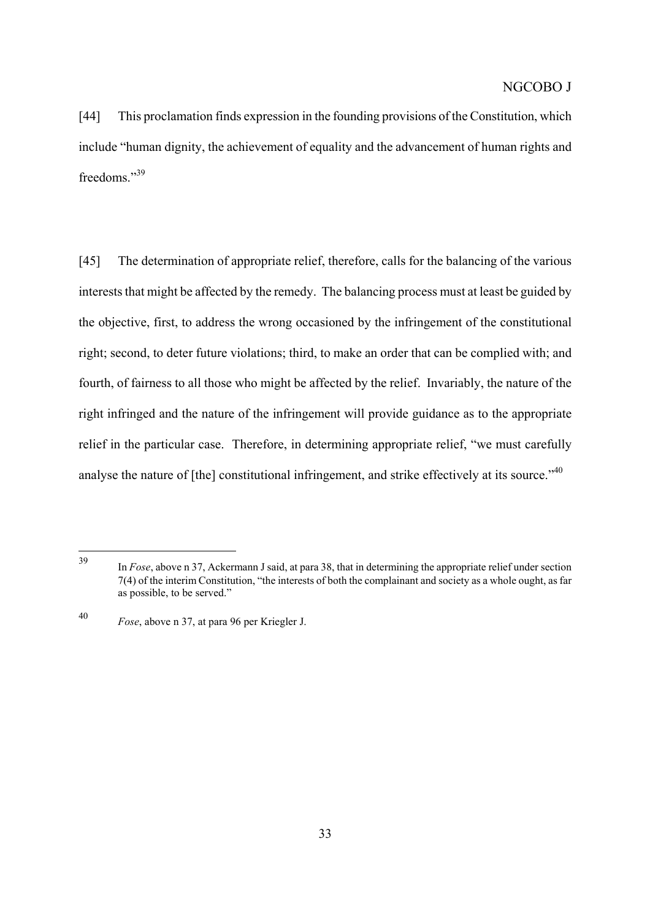[44] This proclamation finds expression in the founding provisions of the Constitution, which include "human dignity, the achievement of equality and the advancement of human rights and freedoms."[39]

[45] The determination of appropriate relief, therefore, calls for the balancing of the various interests that might be affected by the remedy. The balancing process must at least be guided by the objective, first, to address the wrong occasioned by the infringement of the constitutional right; second, to deter future violations; third, to make an order that can be complied with; and fourth, of fairness to all those who might be affected by the relief. Invariably, the nature of the right infringed and the nature of the infringement will provide guidance as to the appropriate relief in the particular case. Therefore, in determining appropriate relief, "we must carefully analyse the nature of [the] constitutional infringement, and strike effectively at its source."[40]

---

[39] In *Fose*, above n 37, Ackermann J said, at para 38, that in determining the appropriate relief under section 7(4) of the interim Constitution, "the interests of both the complainant and society as a whole ought, as far as possible, to be served."

[40] *Fose*, above n 37, at para 96 per Kriegler J.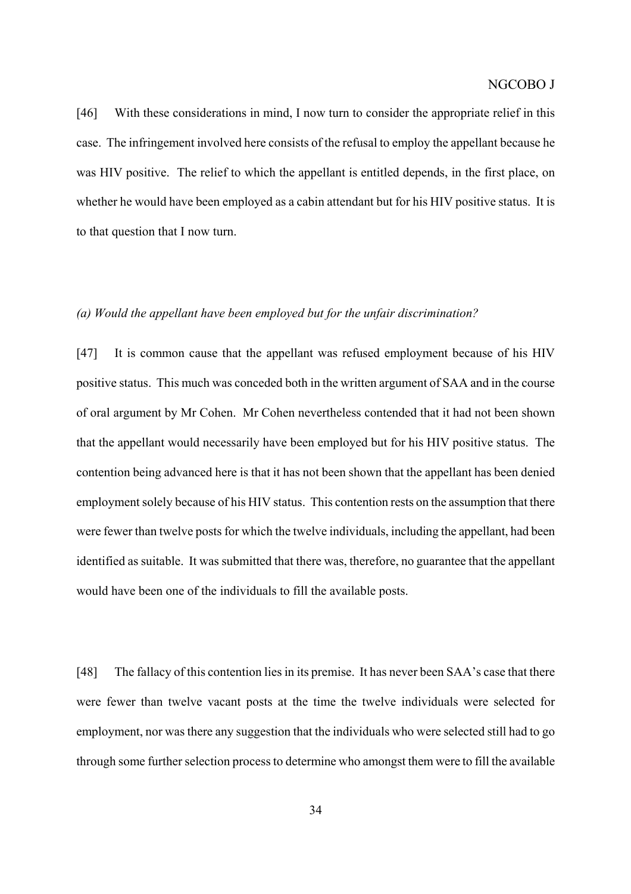[46] With these considerations in mind, I now turn to consider the appropriate relief in this case. The infringement involved here consists of the refusal to employ the appellant because he was HIV positive. The relief to which the appellant is entitled depends, in the first place, on whether he would have been employed as a cabin attendant but for his HIV positive status. It is to that question that I now turn.

*(a) Would the appellant have been employed but for the unfair discrimination?*

[47] It is common cause that the appellant was refused employment because of his HIV positive status. This much was conceded both in the written argument of SAA and in the course of oral argument by Mr Cohen. Mr Cohen nevertheless contended that it had not been shown that the appellant would necessarily have been employed but for his HIV positive status. The contention being advanced here is that it has not been shown that the appellant has been denied employment solely because of his HIV status. This contention rests on the assumption that there were fewer than twelve posts for which the twelve individuals, including the appellant, had been identified as suitable. It was submitted that there was, therefore, no guarantee that the appellant would have been one of the individuals to fill the available posts.

[48] The fallacy of this contention lies in its premise. It has never been SAA's case that there were fewer than twelve vacant posts at the time the twelve individuals were selected for employment, nor was there any suggestion that the individuals who were selected still had to go through some further selection process to determine who amongst them were to fill the available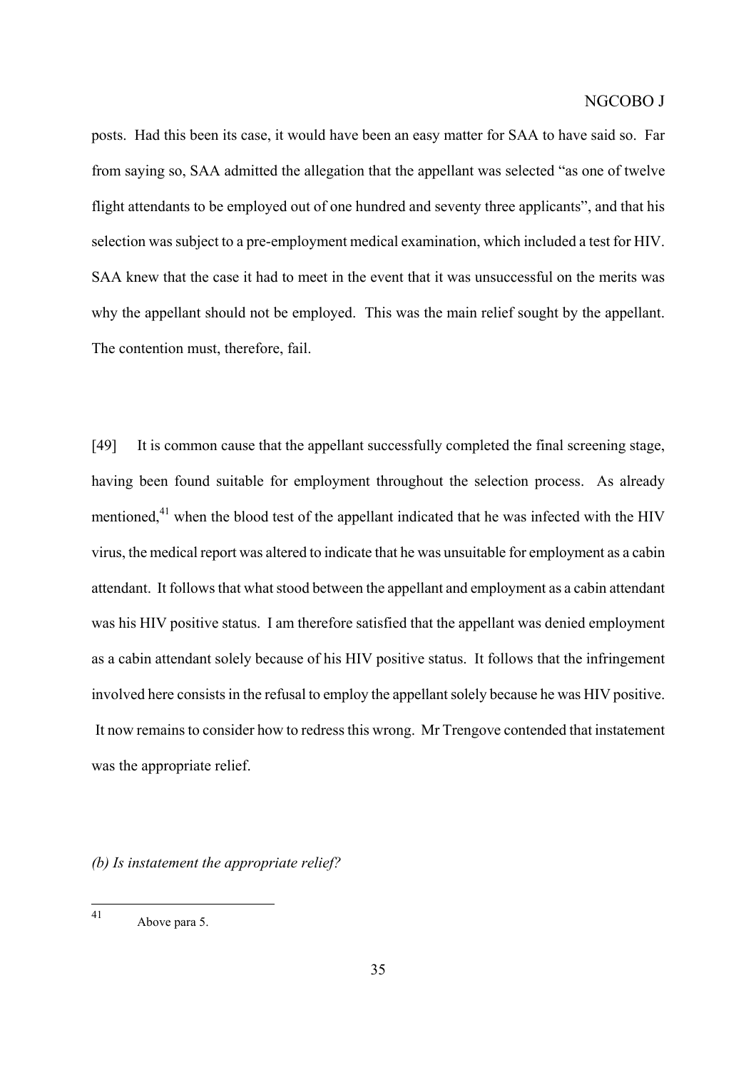posts. Had this been its case, it would have been an easy matter for SAA to have said so. Far from saying so, SAA admitted the allegation that the appellant was selected "as one of twelve flight attendants to be employed out of one hundred and seventy three applicants", and that his selection was subject to a pre-employment medical examination, which included a test for HIV. SAA knew that the case it had to meet in the event that it was unsuccessful on the merits was why the appellant should not be employed. This was the main relief sought by the appellant. The contention must, therefore, fail.

[49] It is common cause that the appellant successfully completed the final screening stage, having been found suitable for employment throughout the selection process. As already mentioned,[41] when the blood test of the appellant indicated that he was infected with the HIV virus, the medical report was altered to indicate that he was unsuitable for employment as a cabin attendant. It follows that what stood between the appellant and employment as a cabin attendant was his HIV positive status. I am therefore satisfied that the appellant was denied employment as a cabin attendant solely because of his HIV positive status. It follows that the infringement involved here consists in the refusal to employ the appellant solely because he was HIV positive. It now remains to consider how to redress this wrong. Mr Trengove contended that instatement was the appropriate relief.

*(b) Is instatement the appropriate relief?*

[41] Above para 5.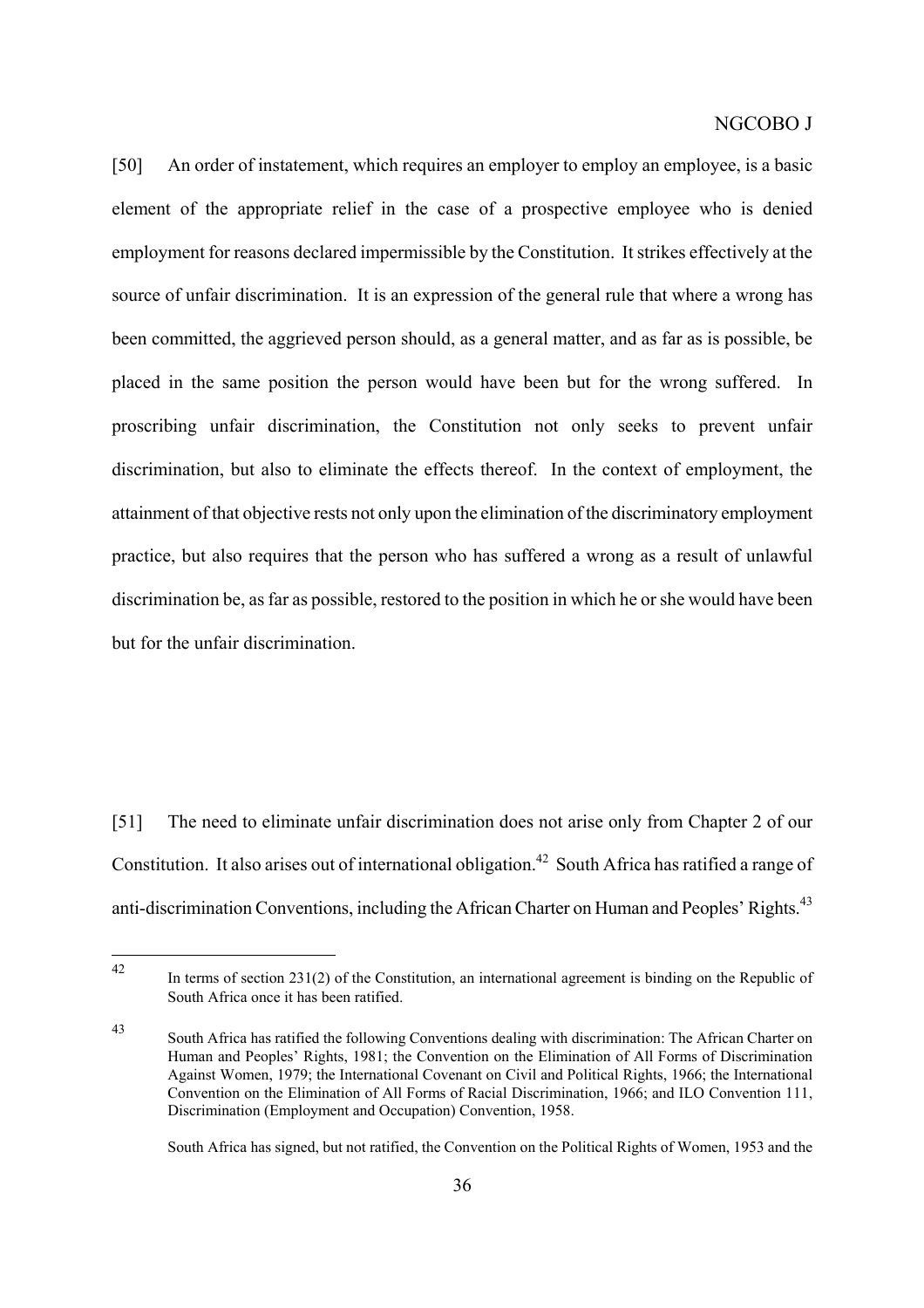[50] An order of instatement, which requires an employer to employ an employee, is a basic element of the appropriate relief in the case of a prospective employee who is denied employment for reasons declared impermissible by the Constitution. It strikes effectively at the source of unfair discrimination. It is an expression of the general rule that where a wrong has been committed, the aggrieved person should, as a general matter, and as far as is possible, be placed in the same position the person would have been but for the wrong suffered. In proscribing unfair discrimination, the Constitution not only seeks to prevent unfair discrimination, but also to eliminate the effects thereof. In the context of employment, the attainment of that objective rests not only upon the elimination of the discriminatory employment practice, but also requires that the person who has suffered a wrong as a result of unlawful discrimination be, as far as possible, restored to the position in which he or she would have been but for the unfair discrimination.

[51] The need to eliminate unfair discrimination does not arise only from Chapter 2 of our Constitution. It also arises out of international obligation.[42] South Africa has ratified a range of anti-discrimination Conventions, including the African Charter on Human and Peoples' Rights.[43]

---

[42] In terms of section 231(2) of the Constitution, an international agreement is binding on the Republic of South Africa once it has been ratified.

[43] South Africa has ratified the following Conventions dealing with discrimination: The African Charter on Human and Peoples' Rights, 1981; the Convention on the Elimination of All Forms of Discrimination Against Women, 1979; the International Covenant on Civil and Political Rights, 1966; the International Convention on the Elimination of All Forms of Racial Discrimination, 1966; and ILO Convention 111, Discrimination (Employment and Occupation) Convention, 1958.

South Africa has signed, but not ratified, the Convention on the Political Rights of Women, 1953 and the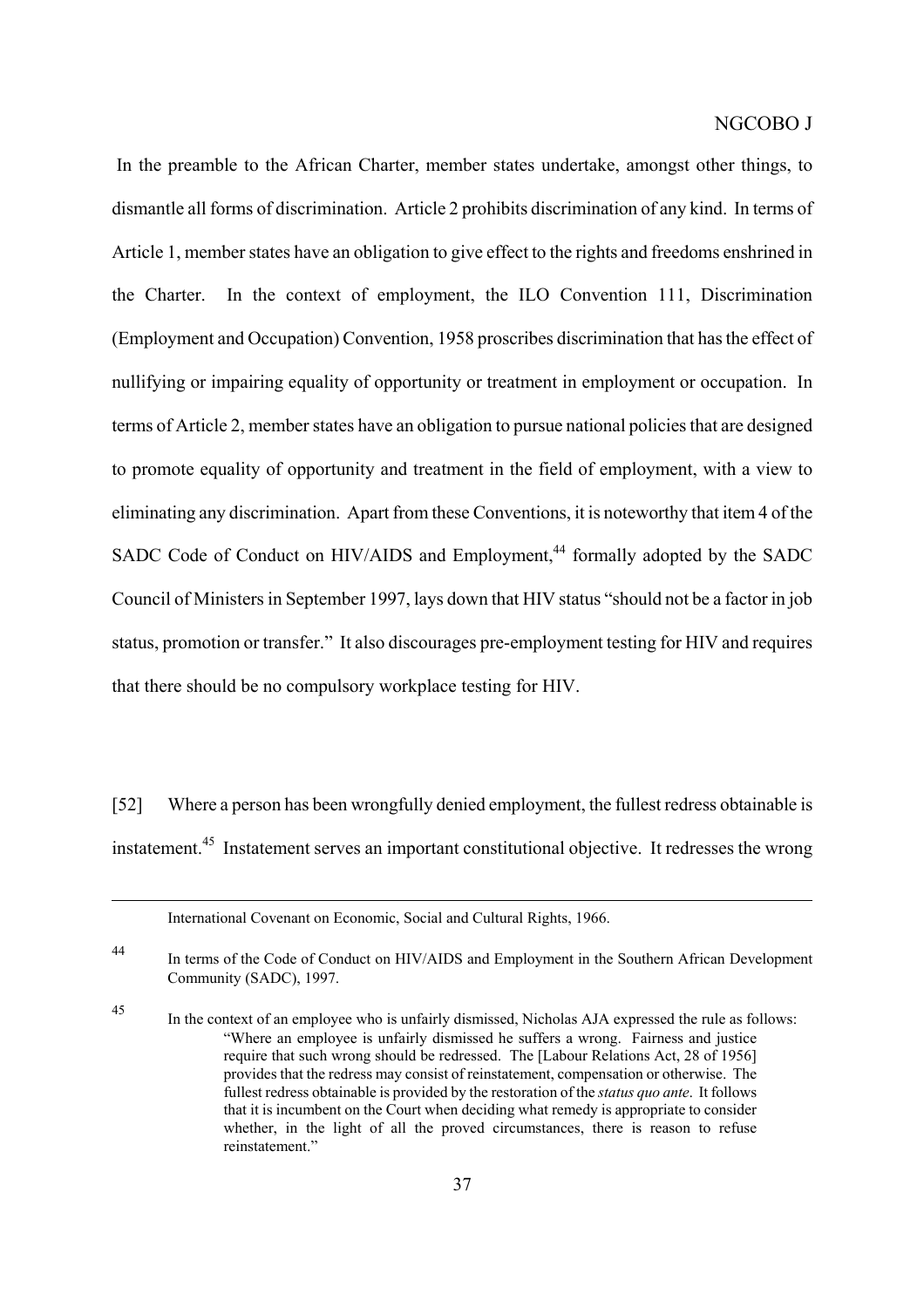In the preamble to the African Charter, member states undertake, amongst other things, to dismantle all forms of discrimination. Article 2 prohibits discrimination of any kind. In terms of Article 1, member states have an obligation to give effect to the rights and freedoms enshrined in the Charter. In the context of employment, the ILO Convention 111, Discrimination (Employment and Occupation) Convention, 1958 proscribes discrimination that has the effect of nullifying or impairing equality of opportunity or treatment in employment or occupation. In terms of Article 2, member states have an obligation to pursue national policies that are designed to promote equality of opportunity and treatment in the field of employment, with a view to eliminating any discrimination. Apart from these Conventions, it is noteworthy that item 4 of the SADC Code of Conduct on HIV/AIDS and Employment,[44] formally adopted by the SADC Council of Ministers in September 1997, lays down that HIV status "should not be a factor in job status, promotion or transfer." It also discourages pre-employment testing for HIV and requires that there should be no compulsory workplace testing for HIV.

[52] Where a person has been wrongfully denied employment, the fullest redress obtainable is instatement.[45] Instatement serves an important constitutional objective. It redresses the wrong

---

International Covenant on Economic, Social and Cultural Rights, 1966.

[44] In terms of the Code of Conduct on HIV/AIDS and Employment in the Southern African Development Community (SADC), 1997.

[45] In the context of an employee who is unfairly dismissed, Nicholas AJA expressed the rule as follows:

> "Where an employee is unfairly dismissed he suffers a wrong. Fairness and justice require that such wrong should be redressed. The [Labour Relations Act, 28 of 1956] provides that the redress may consist of reinstatement, compensation or otherwise. The fullest redress obtainable is provided by the restoration of the *status quo ante*. It follows that it is incumbent on the Court when deciding what remedy is appropriate to consider whether, in the light of all the proved circumstances, there is reason to refuse reinstatement."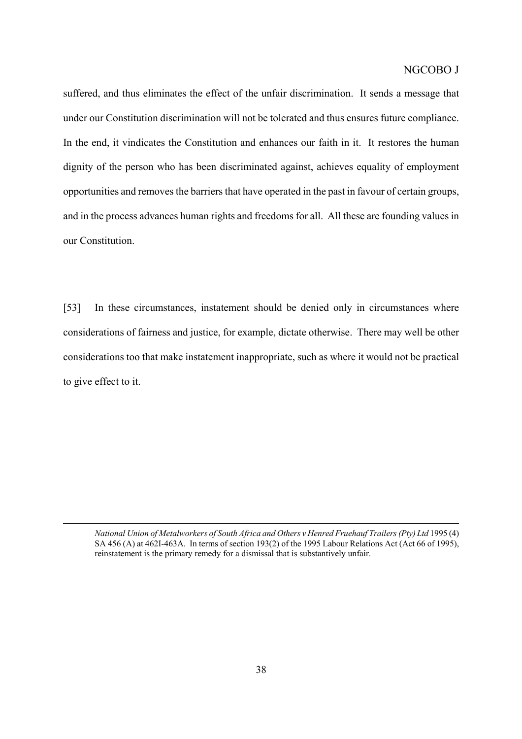suffered, and thus eliminates the effect of the unfair discrimination. It sends a message that under our Constitution discrimination will not be tolerated and thus ensures future compliance. In the end, it vindicates the Constitution and enhances our faith in it. It restores the human dignity of the person who has been discriminated against, achieves equality of employment opportunities and removes the barriers that have operated in the past in favour of certain groups, and in the process advances human rights and freedoms for all. All these are founding values in our Constitution.

[53] In these circumstances, instatement should be denied only in circumstances where considerations of fairness and justice, for example, dictate otherwise. There may well be other considerations too that make instatement inappropriate, such as where it would not be practical to give effect to it.

---

*National Union of Metalworkers of South Africa and Others v Henred Fruehauf Trailers (Pty) Ltd* 1995 (4) SA 456 (A) at 462I-463A. In terms of section 193(2) of the 1995 Labour Relations Act (Act 66 of 1995), reinstatement is the primary remedy for a dismissal that is substantively unfair.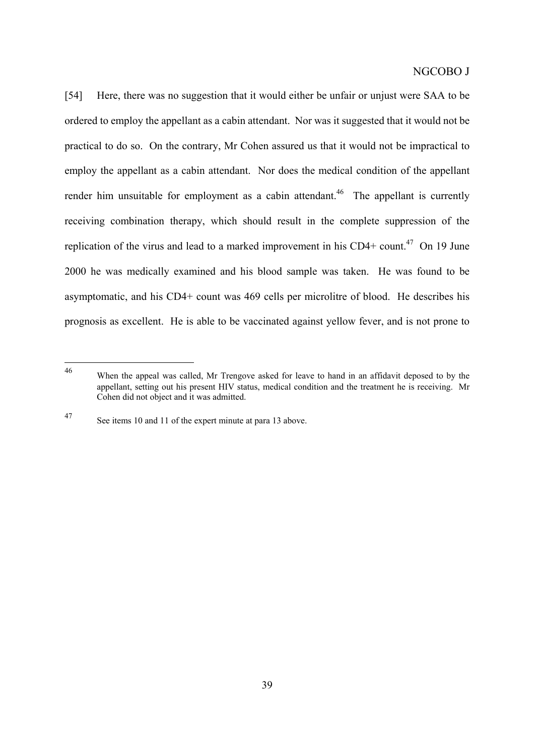[54] Here, there was no suggestion that it would either be unfair or unjust were SAA to be ordered to employ the appellant as a cabin attendant. Nor was it suggested that it would not be practical to do so. On the contrary, Mr Cohen assured us that it would not be impractical to employ the appellant as a cabin attendant. Nor does the medical condition of the appellant render him unsuitable for employment as a cabin attendant.[46] The appellant is currently receiving combination therapy, which should result in the complete suppression of the replication of the virus and lead to a marked improvement in his CD4+ count.[47] On 19 June 2000 he was medically examined and his blood sample was taken. He was found to be asymptomatic, and his CD4+ count was 469 cells per microlitre of blood. He describes his prognosis as excellent. He is able to be vaccinated against yellow fever, and is not prone to

---

[46] When the appeal was called, Mr Trengove asked for leave to hand in an affidavit deposed to by the appellant, setting out his present HIV status, medical condition and the treatment he is receiving. Mr Cohen did not object and it was admitted.

[47] See items 10 and 11 of the expert minute at para 13 above.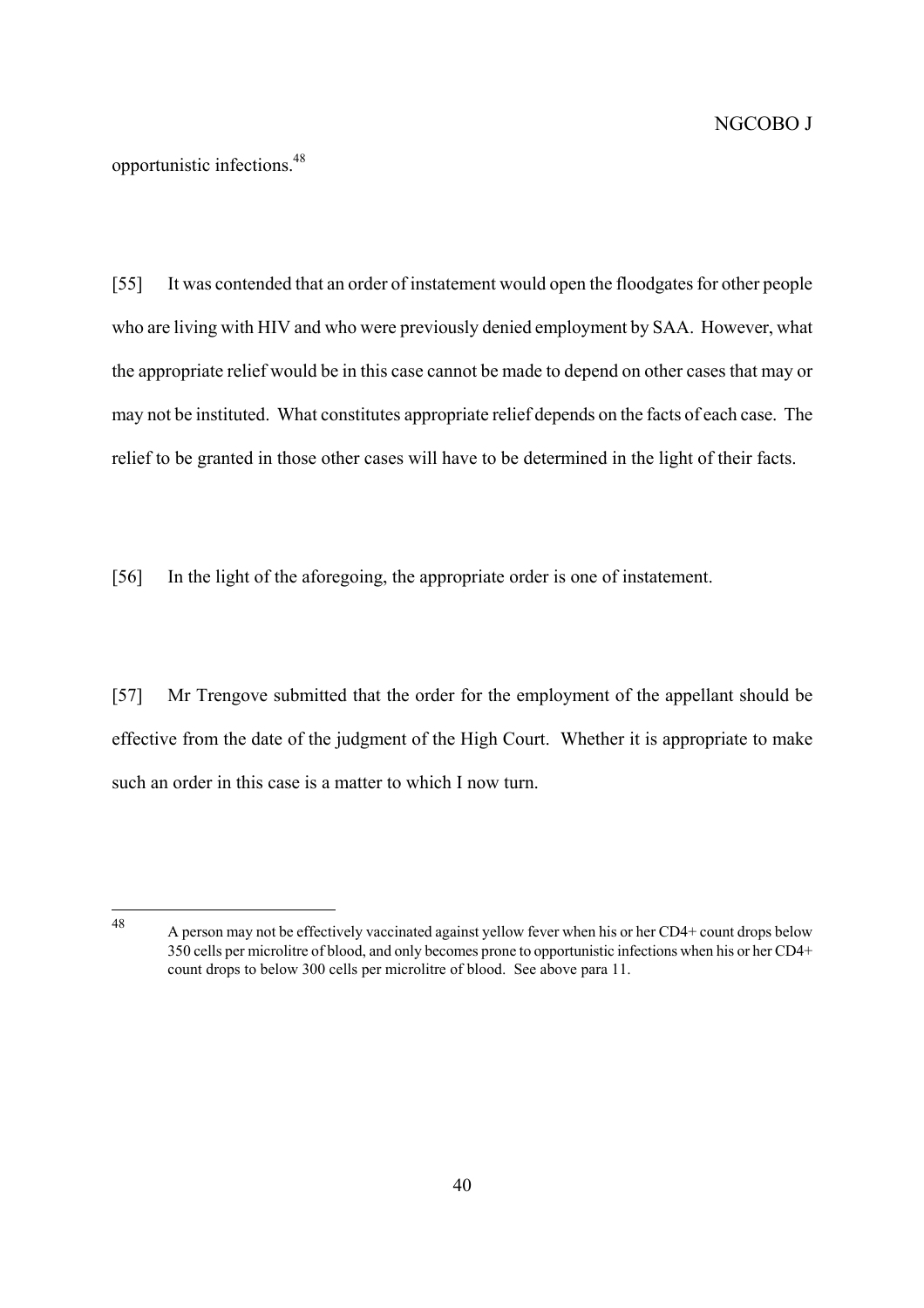opportunistic infections.[48]

[55] It was contended that an order of instatement would open the floodgates for other people who are living with HIV and who were previously denied employment by SAA. However, what the appropriate relief would be in this case cannot be made to depend on other cases that may or may not be instituted. What constitutes appropriate relief depends on the facts of each case. The relief to be granted in those other cases will have to be determined in the light of their facts.

[56] In the light of the aforegoing, the appropriate order is one of instatement.

[57] Mr Trengove submitted that the order for the employment of the appellant should be effective from the date of the judgment of the High Court. Whether it is appropriate to make such an order in this case is a matter to which I now turn.

---

[48] A person may not be effectively vaccinated against yellow fever when his or her CD4+ count drops below 350 cells per microlitre of blood, and only becomes prone to opportunistic infections when his or her CD4+ count drops to below 300 cells per microlitre of blood. See above para 11.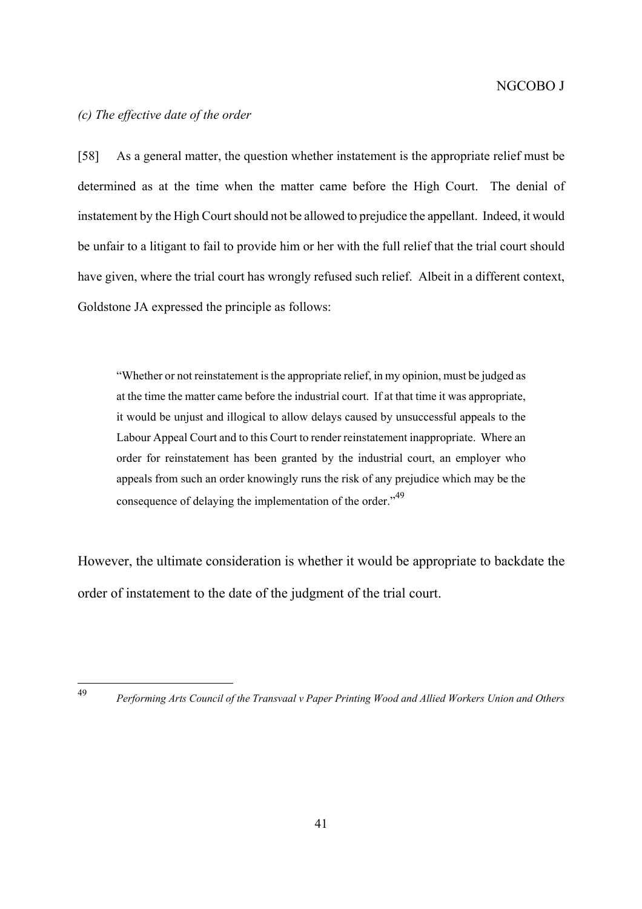*(c) The effective date of the order*

[58] As a general matter, the question whether instatement is the appropriate relief must be determined as at the time when the matter came before the High Court. The denial of instatement by the High Court should not be allowed to prejudice the appellant. Indeed, it would be unfair to a litigant to fail to provide him or her with the full relief that the trial court should have given, where the trial court has wrongly refused such relief. Albeit in a different context, Goldstone JA expressed the principle as follows:

> "Whether or not reinstatement is the appropriate relief, in my opinion, must be judged as at the time the matter came before the industrial court. If at that time it was appropriate, it would be unjust and illogical to allow delays caused by unsuccessful appeals to the Labour Appeal Court and to this Court to render reinstatement inappropriate. Where an order for reinstatement has been granted by the industrial court, an employer who appeals from such an order knowingly runs the risk of any prejudice which may be the consequence of delaying the implementation of the order."[49]

However, the ultimate consideration is whether it would be appropriate to backdate the order of instatement to the date of the judgment of the trial court.

---

[49] *Performing Arts Council of the Transvaal v Paper Printing Wood and Allied Workers Union and Others*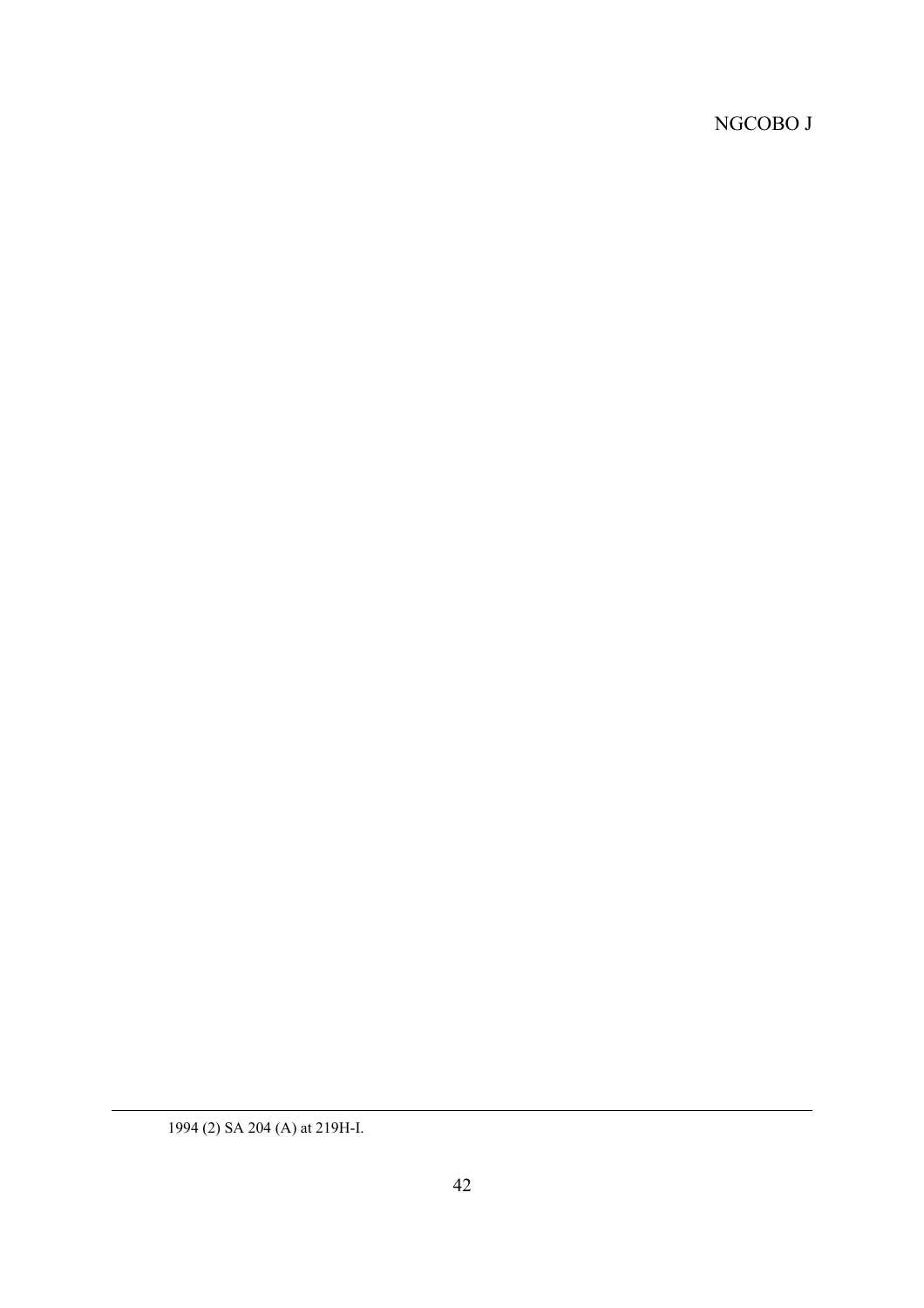1994 (2) SA 204 (A) at 219H-I.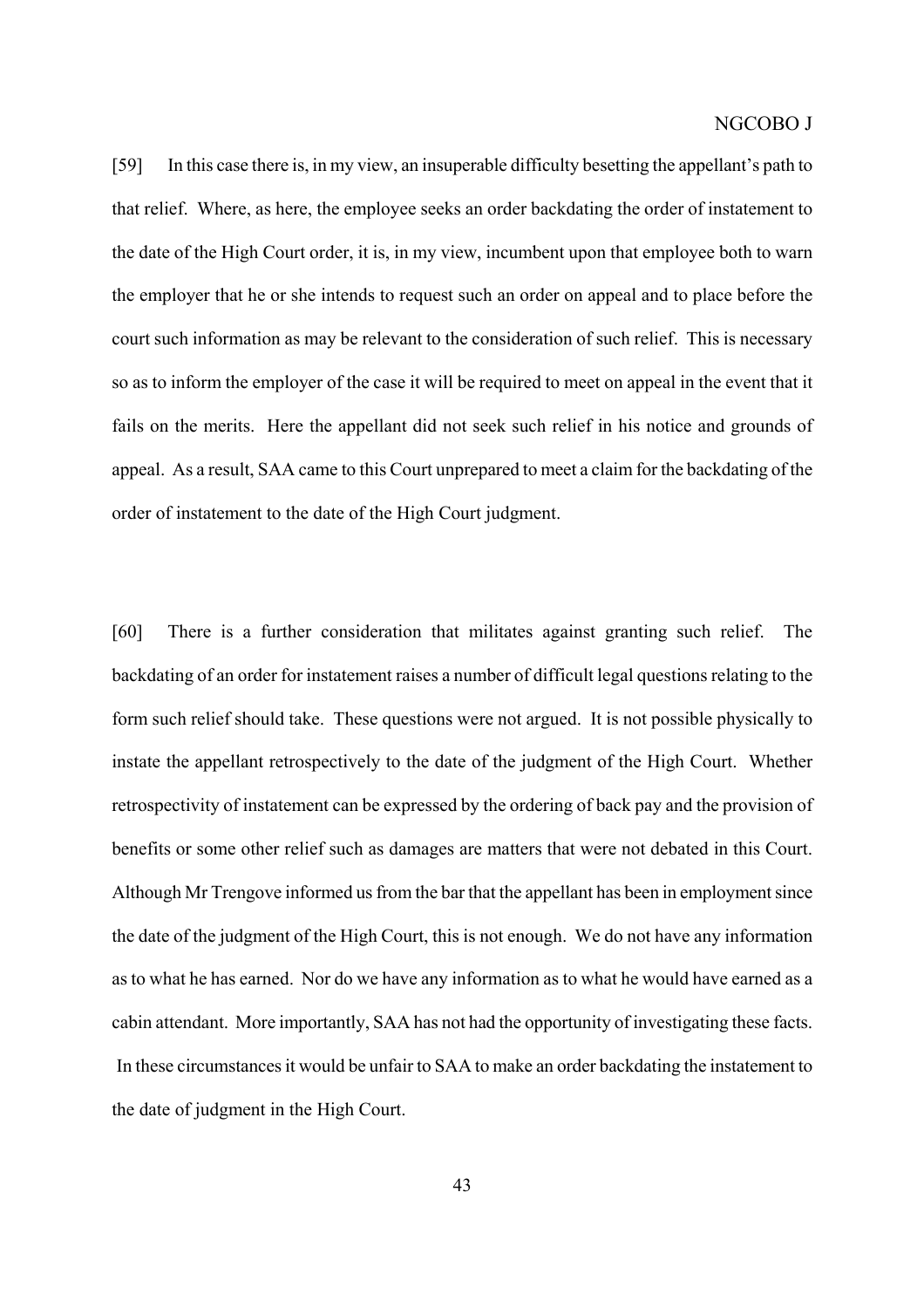[59] In this case there is, in my view, an insuperable difficulty besetting the appellant's path to that relief. Where, as here, the employee seeks an order backdating the order of instatement to the date of the High Court order, it is, in my view, incumbent upon that employee both to warn the employer that he or she intends to request such an order on appeal and to place before the court such information as may be relevant to the consideration of such relief. This is necessary so as to inform the employer of the case it will be required to meet on appeal in the event that it fails on the merits. Here the appellant did not seek such relief in his notice and grounds of appeal. As a result, SAA came to this Court unprepared to meet a claim for the backdating of the order of instatement to the date of the High Court judgment.

[60] There is a further consideration that militates against granting such relief. The backdating of an order for instatement raises a number of difficult legal questions relating to the form such relief should take. These questions were not argued. It is not possible physically to instate the appellant retrospectively to the date of the judgment of the High Court. Whether retrospectivity of instatement can be expressed by the ordering of back pay and the provision of benefits or some other relief such as damages are matters that were not debated in this Court. Although Mr Trengove informed us from the bar that the appellant has been in employment since the date of the judgment of the High Court, this is not enough. We do not have any information as to what he has earned. Nor do we have any information as to what he would have earned as a cabin attendant. More importantly, SAA has not had the opportunity of investigating these facts. In these circumstances it would be unfair to SAA to make an order backdating the instatement to the date of judgment in the High Court.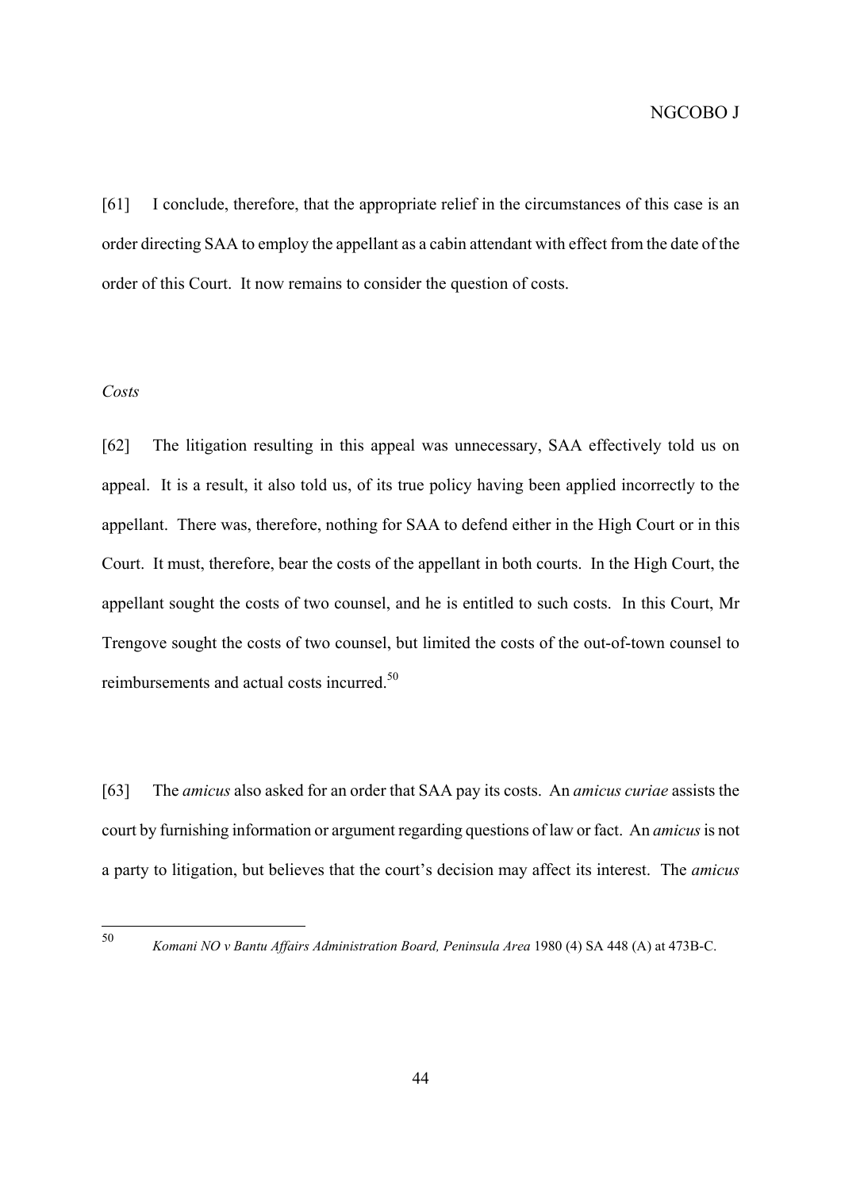[61] I conclude, therefore, that the appropriate relief in the circumstances of this case is an order directing SAA to employ the appellant as a cabin attendant with effect from the date of the order of this Court. It now remains to consider the question of costs.

*Costs*

[62] The litigation resulting in this appeal was unnecessary, SAA effectively told us on appeal. It is a result, it also told us, of its true policy having been applied incorrectly to the appellant. There was, therefore, nothing for SAA to defend either in the High Court or in this Court. It must, therefore, bear the costs of the appellant in both courts. In the High Court, the appellant sought the costs of two counsel, and he is entitled to such costs. In this Court, Mr Trengove sought the costs of two counsel, but limited the costs of the out-of-town counsel to reimbursements and actual costs incurred.[50]

[63] The *amicus* also asked for an order that SAA pay its costs. An *amicus curiae* assists the court by furnishing information or argument regarding questions of law or fact. An *amicus* is not a party to litigation, but believes that the court's decision may affect its interest. The *amicus*

---

[50] *Komani NO v Bantu Affairs Administration Board, Peninsula Area* 1980 (4) SA 448 (A) at 473B-C.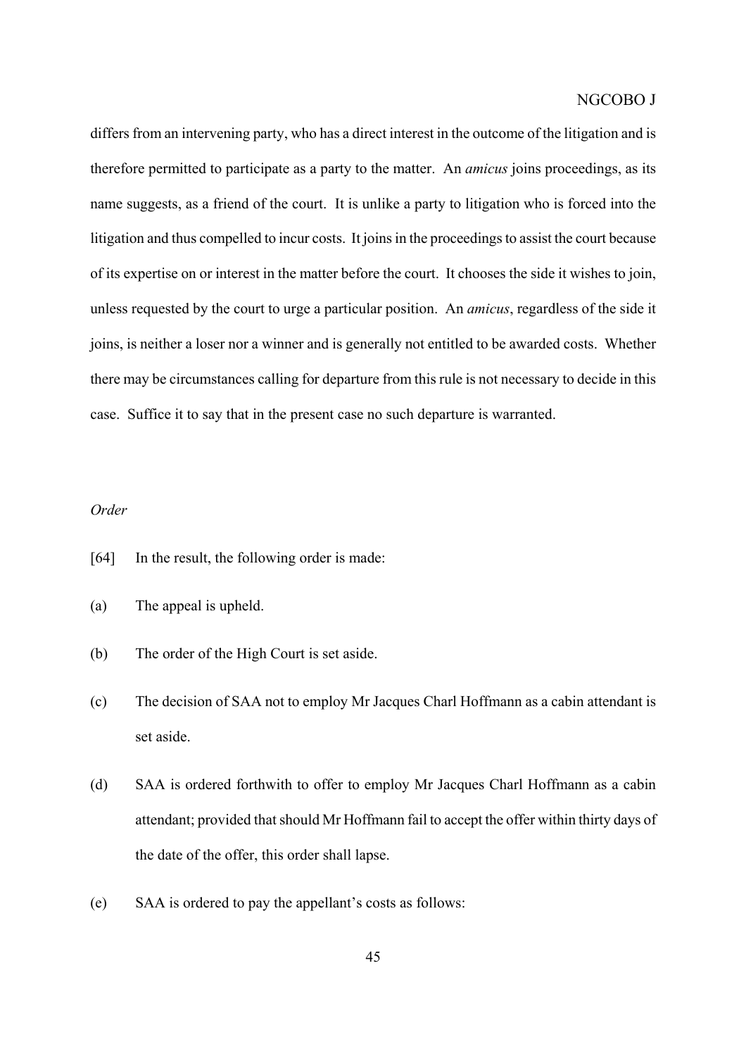differs from an intervening party, who has a direct interest in the outcome of the litigation and is therefore permitted to participate as a party to the matter. An *amicus* joins proceedings, as its name suggests, as a friend of the court. It is unlike a party to litigation who is forced into the litigation and thus compelled to incur costs. It joins in the proceedings to assist the court because of its expertise on or interest in the matter before the court. It chooses the side it wishes to join, unless requested by the court to urge a particular position. An *amicus*, regardless of the side it joins, is neither a loser nor a winner and is generally not entitled to be awarded costs. Whether there may be circumstances calling for departure from this rule is not necessary to decide in this case. Suffice it to say that in the present case no such departure is warranted.

*Order*

[64] In the result, the following order is made:

(a) The appeal is upheld.

(b) The order of the High Court is set aside.

(c) The decision of SAA not to employ Mr Jacques Charl Hoffmann as a cabin attendant is set aside.

(d) SAA is ordered forthwith to offer to employ Mr Jacques Charl Hoffmann as a cabin attendant; provided that should Mr Hoffmann fail to accept the offer within thirty days of the date of the offer, this order shall lapse.

(e) SAA is ordered to pay the appellant's costs as follows: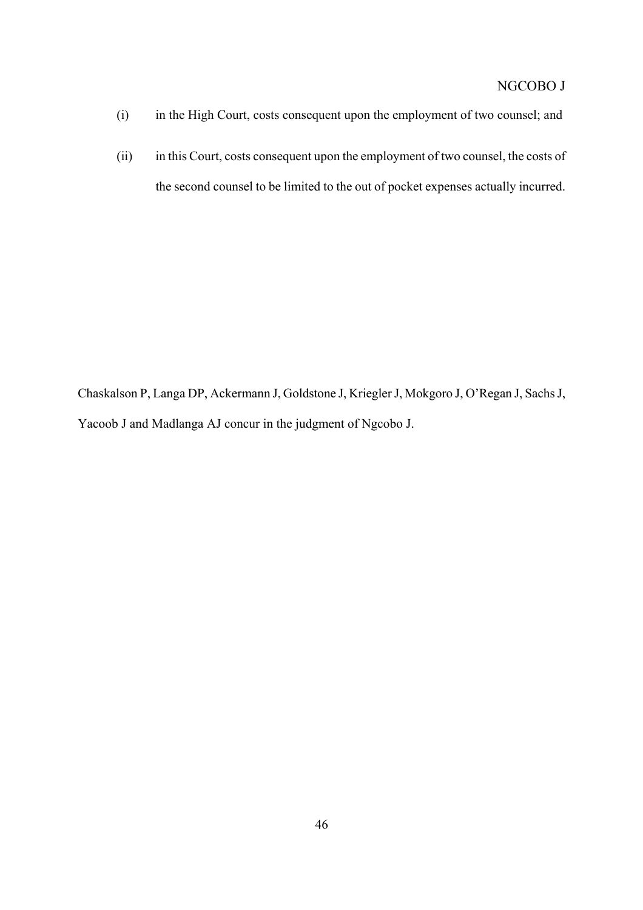(i) in the High Court, costs consequent upon the employment of two counsel; and

(ii) in this Court, costs consequent upon the employment of two counsel, the costs of the second counsel to be limited to the out of pocket expenses actually incurred.

Chaskalson P, Langa DP, Ackermann J, Goldstone J, Kriegler J, Mokgoro J, O'Regan J, Sachs J, Yacoob J and Madlanga AJ concur in the judgment of Ngcobo J.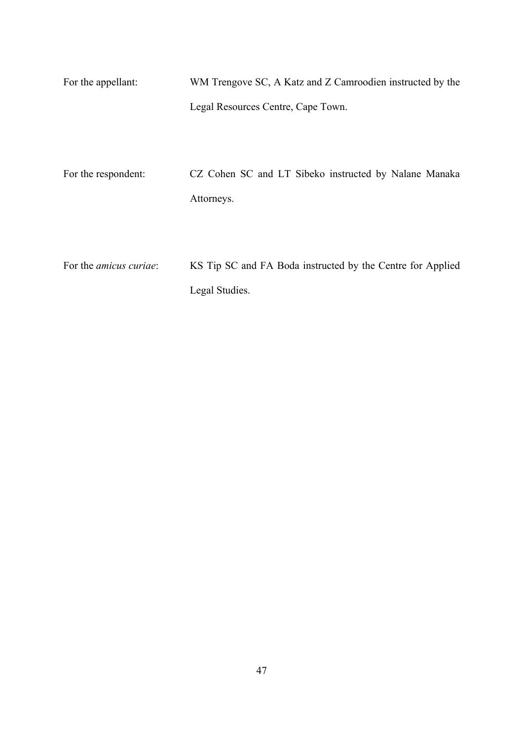For the appellant: WM Trengove SC, A Katz and Z Camroodien instructed by the Legal Resources Centre, Cape Town.

For the respondent: CZ Cohen SC and LT Sibeko instructed by Nalane Manaka Attorneys.

For the *amicus curiae*: KS Tip SC and FA Boda instructed by the Centre for Applied Legal Studies.